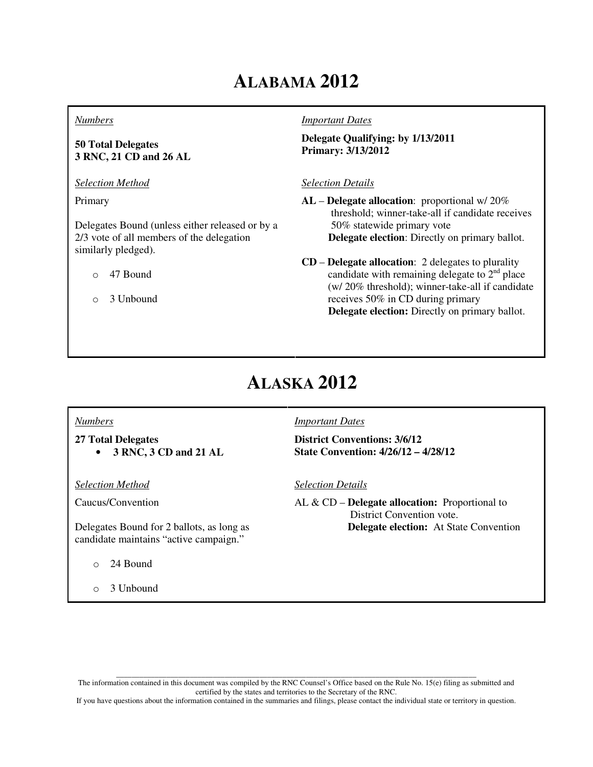# ALABAMA 2012

*Numbers*

**50 Total Delegates**
**3 RNC, 21 CD and 26 AL**

*Selection Method*

Primary

Delegates Bound (unless either released or by a 2/3 vote of all members of the delegation similarly pledged).

- 47 Bound
- 3 Unbound

*Important Dates*

**Delegate Qualifying: by 1/13/2011**
**Primary: 3/13/2012**

*Selection Details*

**AL** – **Delegate allocation**: proportional w/ 20% threshold; winner-take-all if candidate receives 50% statewide primary vote
**Delegate election**: Directly on primary ballot.

**CD** – **Delegate allocation**: 2 delegates to plurality candidate with remaining delegate to 2nd place (w/ 20% threshold); winner-take-all if candidate receives 50% in CD during primary
**Delegate election:** Directly on primary ballot.

# ALASKA 2012

*Numbers*

**27 Total Delegates**

- **3 RNC, 3 CD and 21 AL**

*Selection Method*

Caucus/Convention

Delegates Bound for 2 ballots, as long as candidate maintains "active campaign."

- 24 Bound
- 3 Unbound

*Important Dates*

**District Conventions: 3/6/12**
**State Convention: 4/26/12 – 4/28/12**

*Selection Details*

AL & CD – **Delegate allocation:** Proportional to District Convention vote.
**Delegate election:** At State Convention

The information contained in this document was compiled by the RNC Counsel's Office based on the Rule No. 15(e) filing as submitted and certified by the states and territories to the Secretary of the RNC.
If you have questions about the information contained in the summaries and filings, please contact the individual state or territory in question.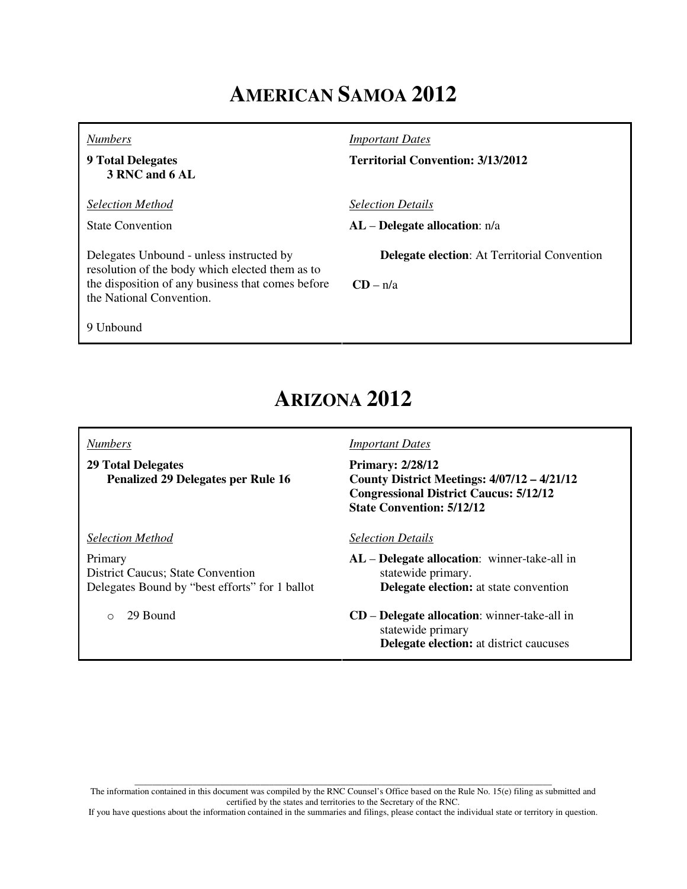# AMERICAN SAMOA 2012

| | |
|---|---|
| *Numbers* | *Important Dates* |
| **9 Total Delegates**<br>**3 RNC and 6 AL** | **Territorial Convention: 3/13/2012** |
| *Selection Method* | *Selection Details* |
| State Convention<br><br>Delegates Unbound - unless instructed by resolution of the body which elected them as to the disposition of any business that comes before the National Convention.<br><br>9 Unbound | **AL** – **Delegate allocation**: n/a<br><br>**Delegate election**: At Territorial Convention<br><br>**CD** – n/a |

# ARIZONA 2012

| | |
|---|---|
| *Numbers* | *Important Dates* |
| **29 Total Delegates**<br>**Penalized 29 Delegates per Rule 16** | **Primary: 2/28/12**<br>**County District Meetings: 4/07/12 – 4/21/12**<br>**Congressional District Caucus: 5/12/12**<br>**State Convention: 5/12/12** |
| *Selection Method* | *Selection Details* |
| Primary<br>District Caucus; State Convention<br>Delegates Bound by "best efforts" for 1 ballot<br><br>- 29 Bound | **AL** – **Delegate allocation**: winner-take-all in statewide primary.<br>**Delegate election:** at state convention<br><br>**CD** – **Delegate allocation**: winner-take-all in statewide primary<br>**Delegate election:** at district caucuses |

The information contained in this document was compiled by the RNC Counsel's Office based on the Rule No. 15(e) filing as submitted and certified by the states and territories to the Secretary of the RNC.
If you have questions about the information contained in the summaries and filings, please contact the individual state or territory in question.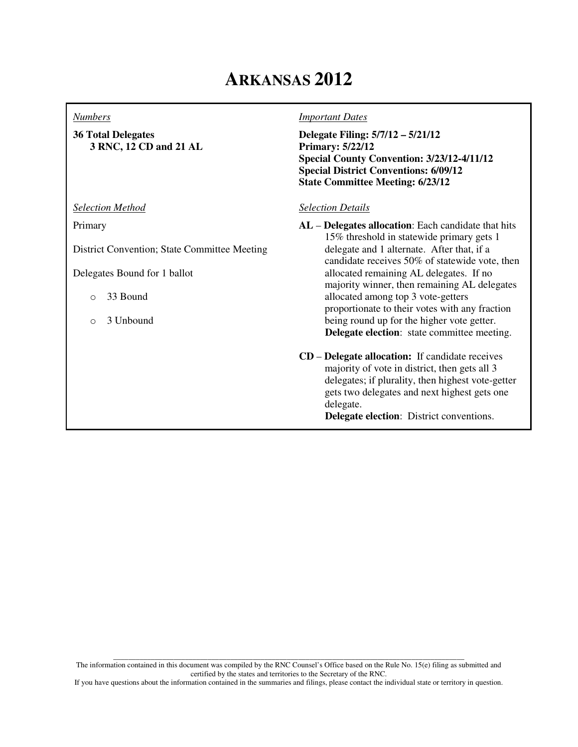# ARKANSAS 2012

*Numbers*

**36 Total Delegates**
**3 RNC, 12 CD and 21 AL**

*Important Dates*

**Delegate Filing: 5/7/12 – 5/21/12**
**Primary: 5/22/12**
**Special County Convention: 3/23/12-4/11/12**
**Special District Conventions: 6/09/12**
**State Committee Meeting: 6/23/12**

*Selection Method*

Primary

District Convention; State Committee Meeting

Delegates Bound for 1 ballot

- 33 Bound
- 3 Unbound

*Selection Details*

**AL** – **Delegates allocation**: Each candidate that hits 15% threshold in statewide primary gets 1 delegate and 1 alternate. After that, if a candidate receives 50% of statewide vote, then allocated remaining AL delegates. If no majority winner, then remaining AL delegates allocated among top 3 vote-getters proportionate to their votes with any fraction being round up for the higher vote getter. **Delegate election**: state committee meeting.

**CD** – **Delegate allocation:** If candidate receives majority of vote in district, then gets all 3 delegates; if plurality, then highest vote-getter gets two delegates and next highest gets one delegate. **Delegate election**: District conventions.

The information contained in this document was compiled by the RNC Counsel's Office based on the Rule No. 15(e) filing as submitted and certified by the states and territories to the Secretary of the RNC.
If you have questions about the information contained in the summaries and filings, please contact the individual state or territory in question.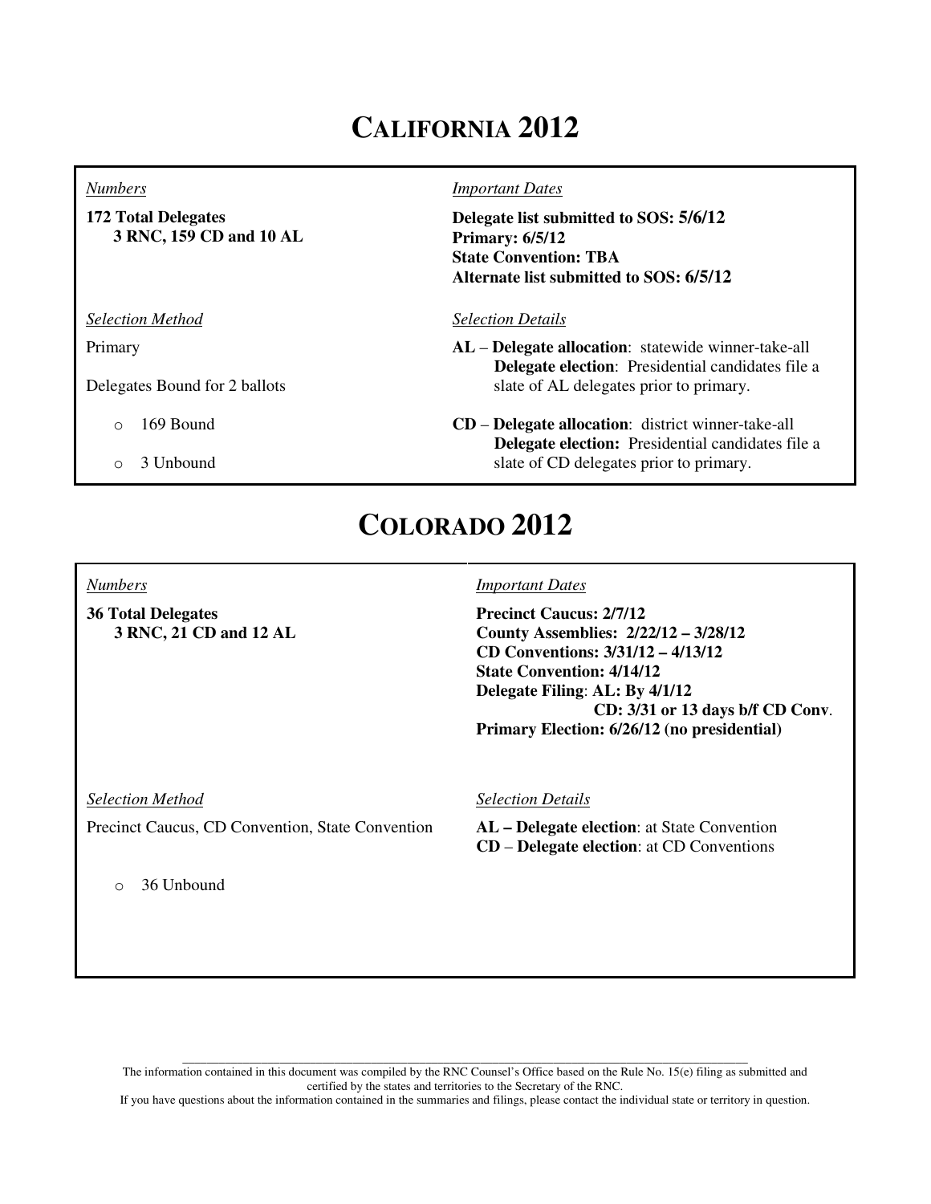# CALIFORNIA 2012

*Numbers*

**172 Total Delegates**
**3 RNC, 159 CD and 10 AL**

*Important Dates*

**Delegate list submitted to SOS: 5/6/12**
**Primary: 6/5/12**
**State Convention: TBA**
**Alternate list submitted to SOS: 6/5/12**

*Selection Method*

Primary

Delegates Bound for 2 ballots

- 169 Bound
- 3 Unbound

*Selection Details*

**AL** – **Delegate allocation**: statewide winner-take-all
**Delegate election**: Presidential candidates file a slate of AL delegates prior to primary.

**CD** – **Delegate allocation**: district winner-take-all
**Delegate election:** Presidential candidates file a slate of CD delegates prior to primary.

# COLORADO 2012

*Numbers*

**36 Total Delegates**
**3 RNC, 21 CD and 12 AL**

*Important Dates*

**Precinct Caucus: 2/7/12**
**County Assemblies: 2/22/12 – 3/28/12**
**CD Conventions: 3/31/12 – 4/13/12**
**State Convention: 4/14/12**
**Delegate Filing**: **AL: By 4/1/12**
**CD: 3/31 or 13 days b/f CD Conv**.
**Primary Election: 6/26/12 (no presidential)**

*Selection Method*

Precinct Caucus, CD Convention, State Convention

- 36 Unbound

*Selection Details*

**AL – Delegate election**: at State Convention
**CD** – **Delegate election**: at CD Conventions

The information contained in this document was compiled by the RNC Counsel's Office based on the Rule No. 15(e) filing as submitted and certified by the states and territories to the Secretary of the RNC.
If you have questions about the information contained in the summaries and filings, please contact the individual state or territory in question.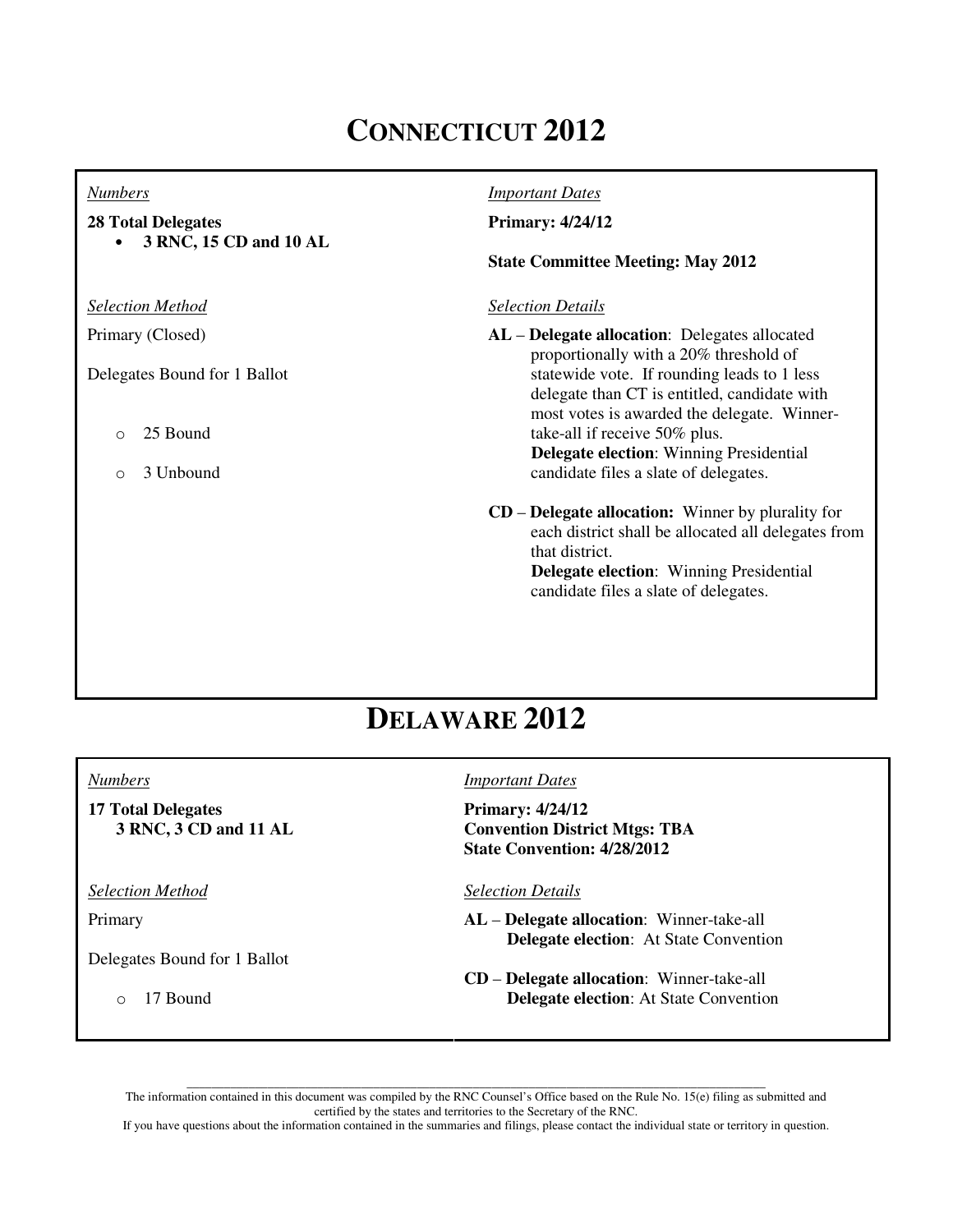# CONNECTICUT 2012

*Numbers*

**28 Total Delegates**

- **3 RNC, 15 CD and 10 AL**

*Important Dates*

**Primary: 4/24/12**

**State Committee Meeting: May 2012**

*Selection Method*

Primary (Closed)

Delegates Bound for 1 Ballot

- 25 Bound
- 3 Unbound

*Selection Details*

**AL** – **Delegate allocation**: Delegates allocated proportionally with a 20% threshold of statewide vote. If rounding leads to 1 less delegate than CT is entitled, candidate with most votes is awarded the delegate. Winner-take-all if receive 50% plus.
**Delegate election**: Winning Presidential candidate files a slate of delegates.

**CD** – **Delegate allocation:** Winner by plurality for each district shall be allocated all delegates from that district.
**Delegate election**: Winning Presidential candidate files a slate of delegates.

# DELAWARE 2012

*Numbers*

**17 Total Delegates**
**3 RNC, 3 CD and 11 AL**

*Important Dates*

**Primary: 4/24/12**
**Convention District Mtgs: TBA**
**State Convention: 4/28/2012**

*Selection Method*

Primary

Delegates Bound for 1 Ballot

- 17 Bound

*Selection Details*

**AL** – **Delegate allocation**: Winner-take-all
**Delegate election**: At State Convention

**CD** – **Delegate allocation**: Winner-take-all
**Delegate election**: At State Convention

The information contained in this document was compiled by the RNC Counsel's Office based on the Rule No. 15(e) filing as submitted and certified by the states and territories to the Secretary of the RNC.
If you have questions about the information contained in the summaries and filings, please contact the individual state or territory in question.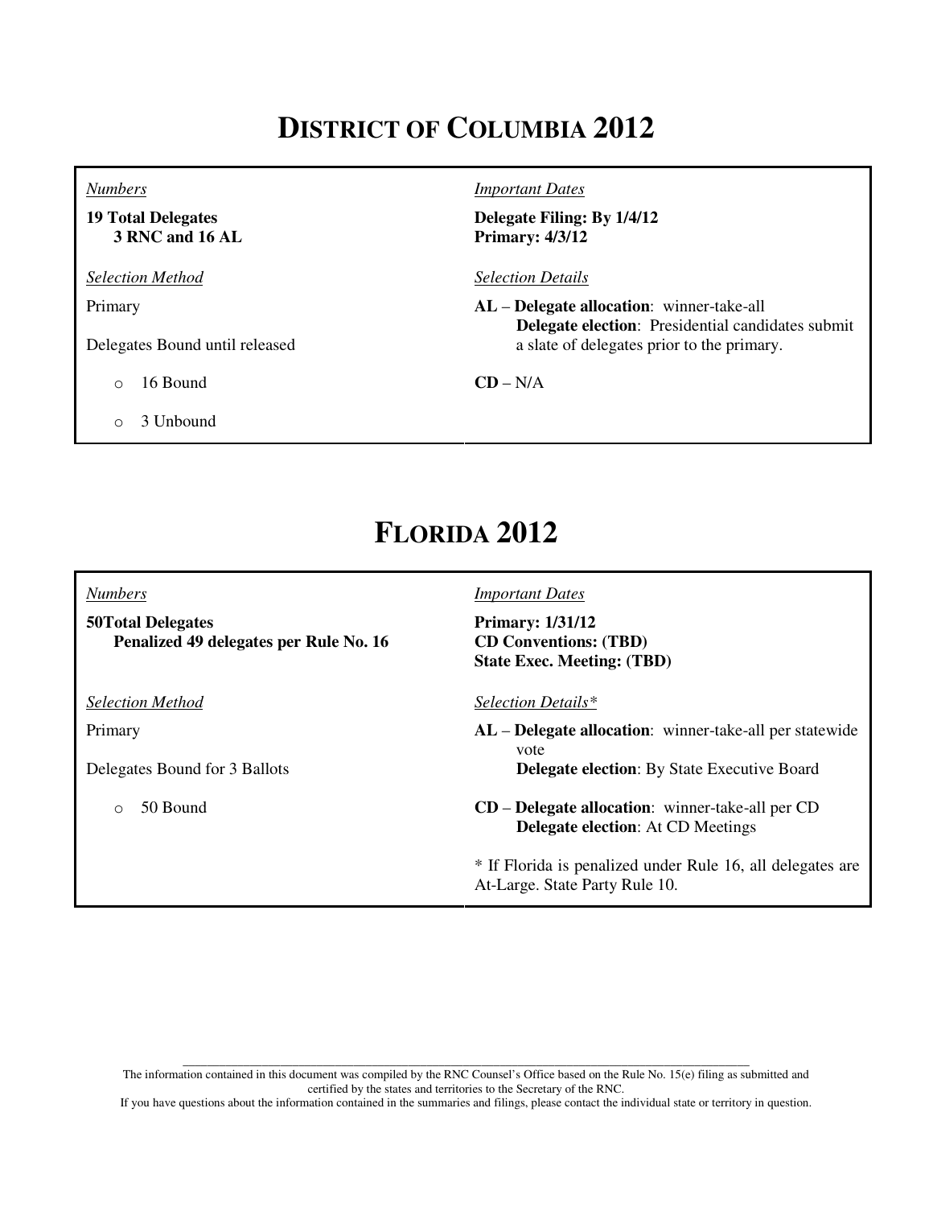# DISTRICT OF COLUMBIA 2012

| *Numbers* | *Important Dates* |
|---|---|
| **19 Total Delegates**<br>**3 RNC and 16 AL** | **Delegate Filing: By 1/4/12**<br>**Primary: 4/3/12** |
| *Selection Method* | *Selection Details* |
| Primary<br><br>Delegates Bound until released<br>- 16 Bound<br>- 3 Unbound | **AL – Delegate allocation**: winner-take-all<br>**Delegate election**: Presidential candidates submit a slate of delegates prior to the primary.<br><br>**CD** – N/A |

# FLORIDA 2012

| *Numbers* | *Important Dates* |
|---|---|
| **50Total Delegates**<br>**Penalized 49 delegates per Rule No. 16** | **Primary: 1/31/12**<br>**CD Conventions: (TBD)**<br>**State Exec. Meeting: (TBD)** |
| *Selection Method* | *Selection Details** |
| Primary<br><br>Delegates Bound for 3 Ballots<br>- 50 Bound | **AL – Delegate allocation**: winner-take-all per statewide vote<br>**Delegate election**: By State Executive Board<br><br>**CD – Delegate allocation**: winner-take-all per CD<br>**Delegate election**: At CD Meetings<br><br>* If Florida is penalized under Rule 16, all delegates are At-Large. State Party Rule 10. |

The information contained in this document was compiled by the RNC Counsel's Office based on the Rule No. 15(e) filing as submitted and certified by the states and territories to the Secretary of the RNC.
If you have questions about the information contained in the summaries and filings, please contact the individual state or territory in question.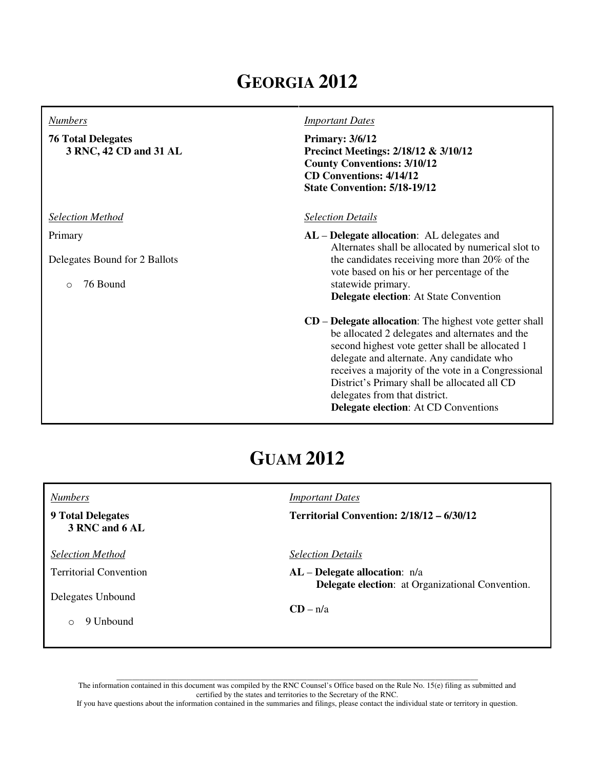# GEORGIA 2012

*Numbers*

**76 Total Delegates**
**3 RNC, 42 CD and 31 AL**

*Selection Method*

Primary

Delegates Bound for 2 Ballots

- 76 Bound

*Important Dates*

**Primary: 3/6/12**
**Precinct Meetings: 2/18/12 & 3/10/12**
**County Conventions: 3/10/12**
**CD Conventions: 4/14/12**
**State Convention: 5/18-19/12**

*Selection Details*

**AL** – **Delegate allocation**: AL delegates and Alternates shall be allocated by numerical slot to the candidates receiving more than 20% of the vote based on his or her percentage of the statewide primary.
**Delegate election**: At State Convention

**CD** – **Delegate allocation**: The highest vote getter shall be allocated 2 delegates and alternates and the second highest vote getter shall be allocated 1 delegate and alternate. Any candidate who receives a majority of the vote in a Congressional District's Primary shall be allocated all CD delegates from that district.
**Delegate election**: At CD Conventions

# GUAM 2012

*Numbers*

**9 Total Delegates**
**3 RNC and 6 AL**

*Selection Method*

Territorial Convention

Delegates Unbound

- 9 Unbound

*Important Dates*

**Territorial Convention: 2/18/12 – 6/30/12**

*Selection Details*

**AL** – **Delegate allocation**: n/a
**Delegate election**: at Organizational Convention.

**CD** – n/a

The information contained in this document was compiled by the RNC Counsel's Office based on the Rule No. 15(e) filing as submitted and certified by the states and territories to the Secretary of the RNC.
If you have questions about the information contained in the summaries and filings, please contact the individual state or territory in question.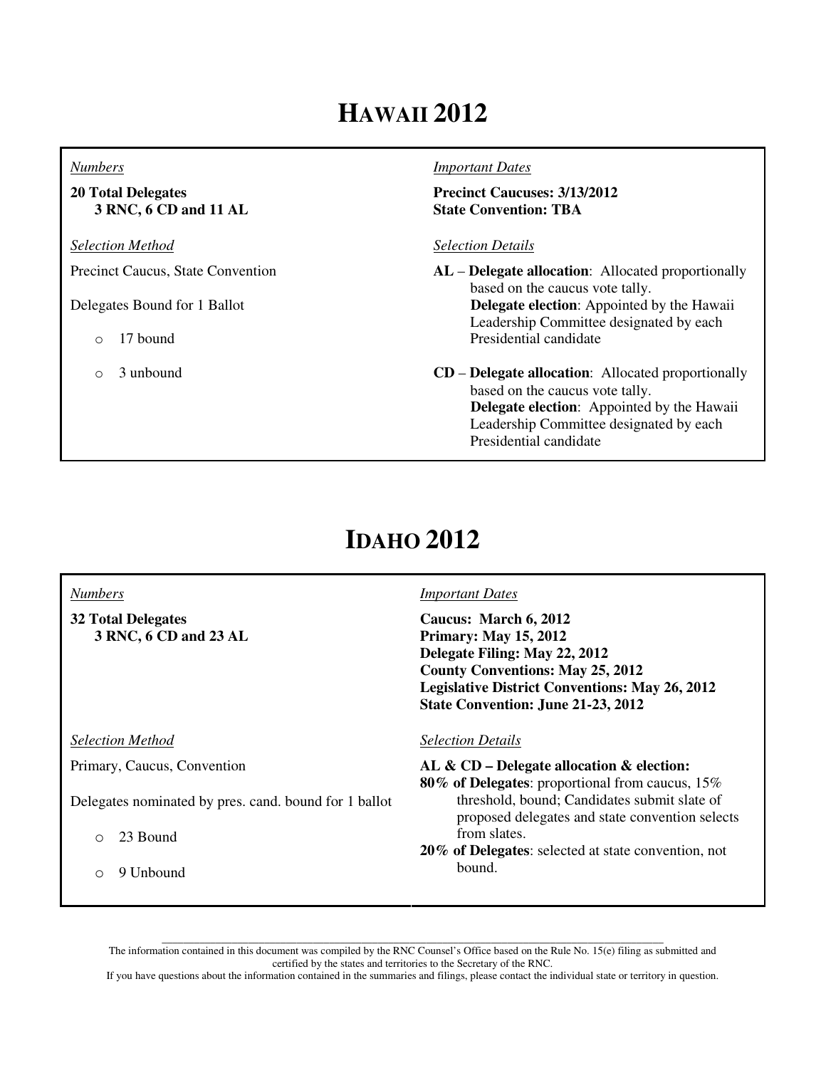# HAWAII 2012

*Numbers*

**20 Total Delegates**
**3 RNC, 6 CD and 11 AL**

*Selection Method*

Precinct Caucus, State Convention

Delegates Bound for 1 Ballot

- 17 bound
- 3 unbound

*Important Dates*

**Precinct Caucuses: 3/13/2012**
**State Convention: TBA**

*Selection Details*

**AL** – **Delegate allocation**: Allocated proportionally based on the caucus vote tally.
**Delegate election**: Appointed by the Hawaii Leadership Committee designated by each Presidential candidate

**CD** – **Delegate allocation**: Allocated proportionally based on the caucus vote tally.
**Delegate election**: Appointed by the Hawaii Leadership Committee designated by each Presidential candidate

# IDAHO 2012

*Numbers*

**32 Total Delegates**
**3 RNC, 6 CD and 23 AL**

*Selection Method*

Primary, Caucus, Convention

Delegates nominated by pres. cand. bound for 1 ballot

- 23 Bound
- 9 Unbound

*Important Dates*

**Caucus: March 6, 2012**
**Primary: May 15, 2012**
**Delegate Filing: May 22, 2012**
**County Conventions: May 25, 2012**
**Legislative District Conventions: May 26, 2012**
**State Convention: June 21-23, 2012**

*Selection Details*

**AL & CD – Delegate allocation & election:**
**80% of Delegates**: proportional from caucus, 15% threshold, bound; Candidates submit slate of proposed delegates and state convention selects from slates.
**20% of Delegates**: selected at state convention, not bound.

The information contained in this document was compiled by the RNC Counsel's Office based on the Rule No. 15(e) filing as submitted and certified by the states and territories to the Secretary of the RNC.
If you have questions about the information contained in the summaries and filings, please contact the individual state or territory in question.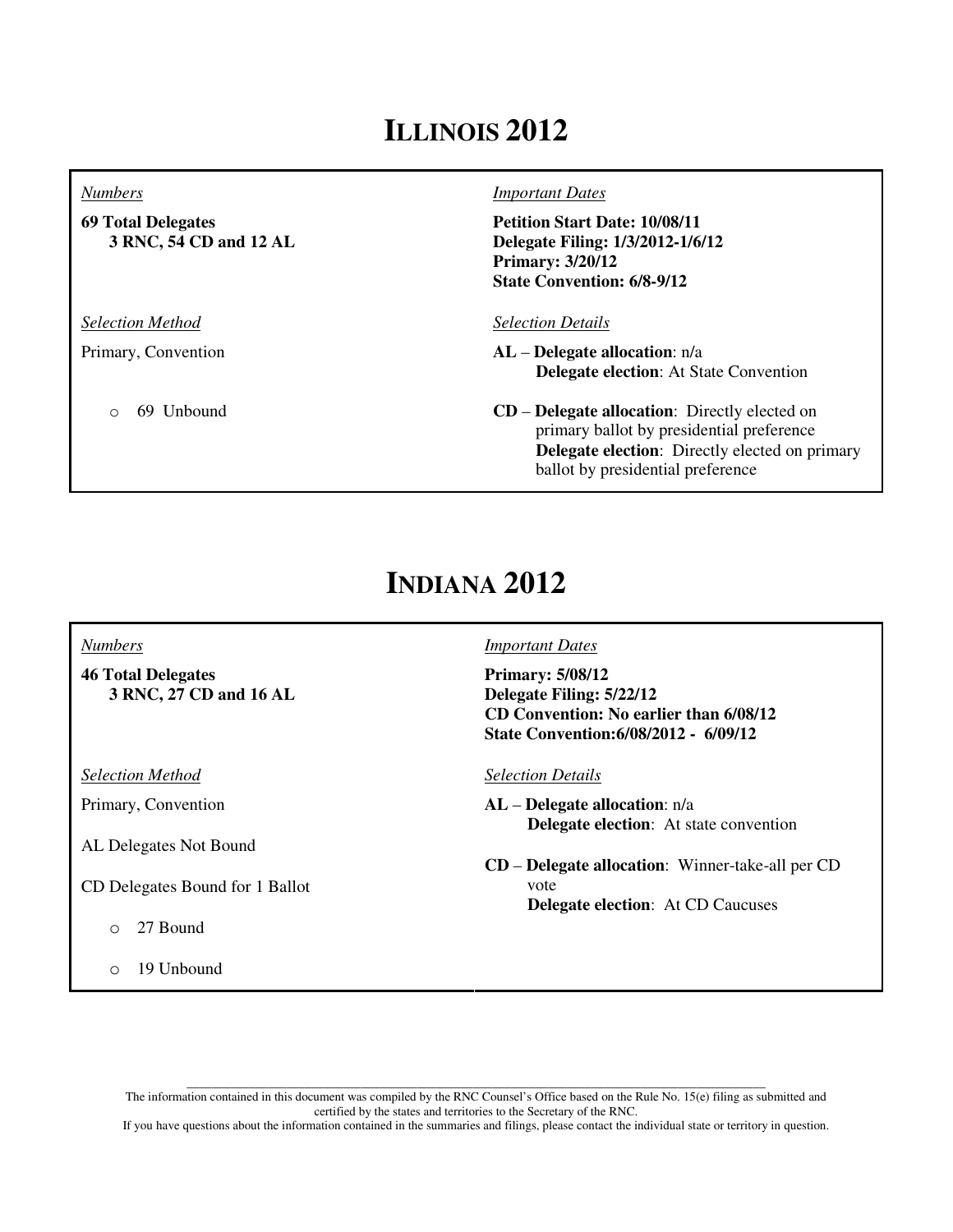# ILLINOIS 2012

| *Numbers* | *Important Dates* |
| --- | --- |
| **69 Total Delegates**<br>**3 RNC, 54 CD and 12 AL** | **Petition Start Date: 10/08/11**<br>**Delegate Filing: 1/3/2012-1/6/12**<br>**Primary: 3/20/12**<br>**State Convention: 6/8-9/12** |
| *Selection Method* | *Selection Details* |
| Primary, Convention<br><br>○ 69 Unbound | **AL** – **Delegate allocation**: n/a<br>**Delegate election**: At State Convention<br><br>**CD** – **Delegate allocation**: Directly elected on primary ballot by presidential preference<br>**Delegate election**: Directly elected on primary ballot by presidential preference |

# INDIANA 2012

| *Numbers* | *Important Dates* |
| --- | --- |
| **46 Total Delegates**<br>**3 RNC, 27 CD and 16 AL** | **Primary: 5/08/12**<br>**Delegate Filing: 5/22/12**<br>**CD Convention: No earlier than 6/08/12**<br>**State Convention:6/08/2012 - 6/09/12** |
| *Selection Method* | *Selection Details* |
| Primary, Convention<br><br>AL Delegates Not Bound<br><br>CD Delegates Bound for 1 Ballot<br><br>○ 27 Bound<br><br>○ 19 Unbound | **AL** – **Delegate allocation**: n/a<br>**Delegate election**: At state convention<br><br>**CD** – **Delegate allocation**: Winner-take-all per CD vote<br>**Delegate election**: At CD Caucuses |

The information contained in this document was compiled by the RNC Counsel's Office based on the Rule No. 15(e) filing as submitted and certified by the states and territories to the Secretary of the RNC.
If you have questions about the information contained in the summaries and filings, please contact the individual state or territory in question.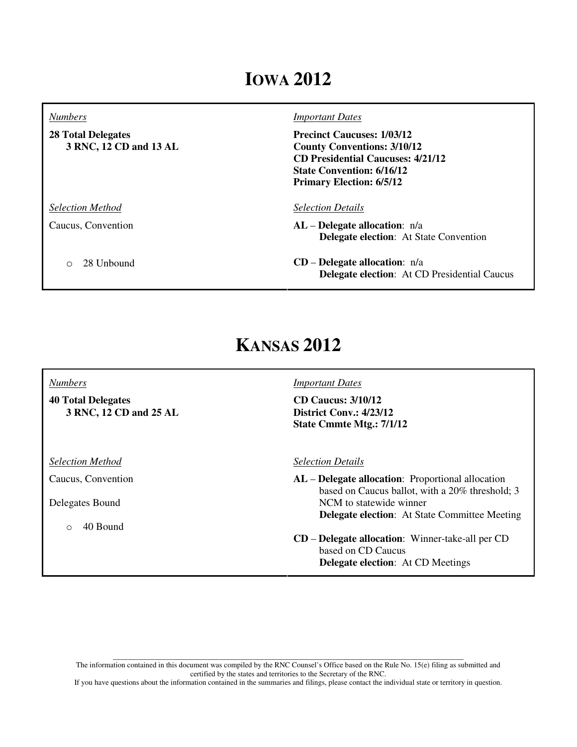# IOWA 2012

| *Numbers* | *Important Dates* |
|---|---|
| **28 Total Delegates**<br>**3 RNC, 12 CD and 13 AL** | **Precinct Caucuses: 1/03/12**<br>**County Conventions: 3/10/12**<br>**CD Presidential Caucuses: 4/21/12**<br>**State Convention: 6/16/12**<br>**Primary Election: 6/5/12** |
| *Selection Method* | *Selection Details* |
| Caucus, Convention | **AL – Delegate allocation**: n/a<br>**Delegate election**: At State Convention |
| ○ 28 Unbound | **CD – Delegate allocation**: n/a<br>**Delegate election**: At CD Presidential Caucus |

# KANSAS 2012

| *Numbers* | *Important Dates* |
|---|---|
| **40 Total Delegates**<br>**3 RNC, 12 CD and 25 AL** | **CD Caucus: 3/10/12**<br>**District Conv.: 4/23/12**<br>**State Cmmte Mtg.: 7/1/12** |
| *Selection Method* | *Selection Details* |
| Caucus, Convention<br><br>Delegates Bound<br><br>○ 40 Bound | **AL – Delegate allocation**: Proportional allocation based on Caucus ballot, with a 20% threshold; 3 NCM to statewide winner<br>**Delegate election**: At State Committee Meeting<br><br>**CD – Delegate allocation**: Winner-take-all per CD based on CD Caucus<br>**Delegate election**: At CD Meetings |

The information contained in this document was compiled by the RNC Counsel's Office based on the Rule No. 15(e) filing as submitted and certified by the states and territories to the Secretary of the RNC.
If you have questions about the information contained in the summaries and filings, please contact the individual state or territory in question.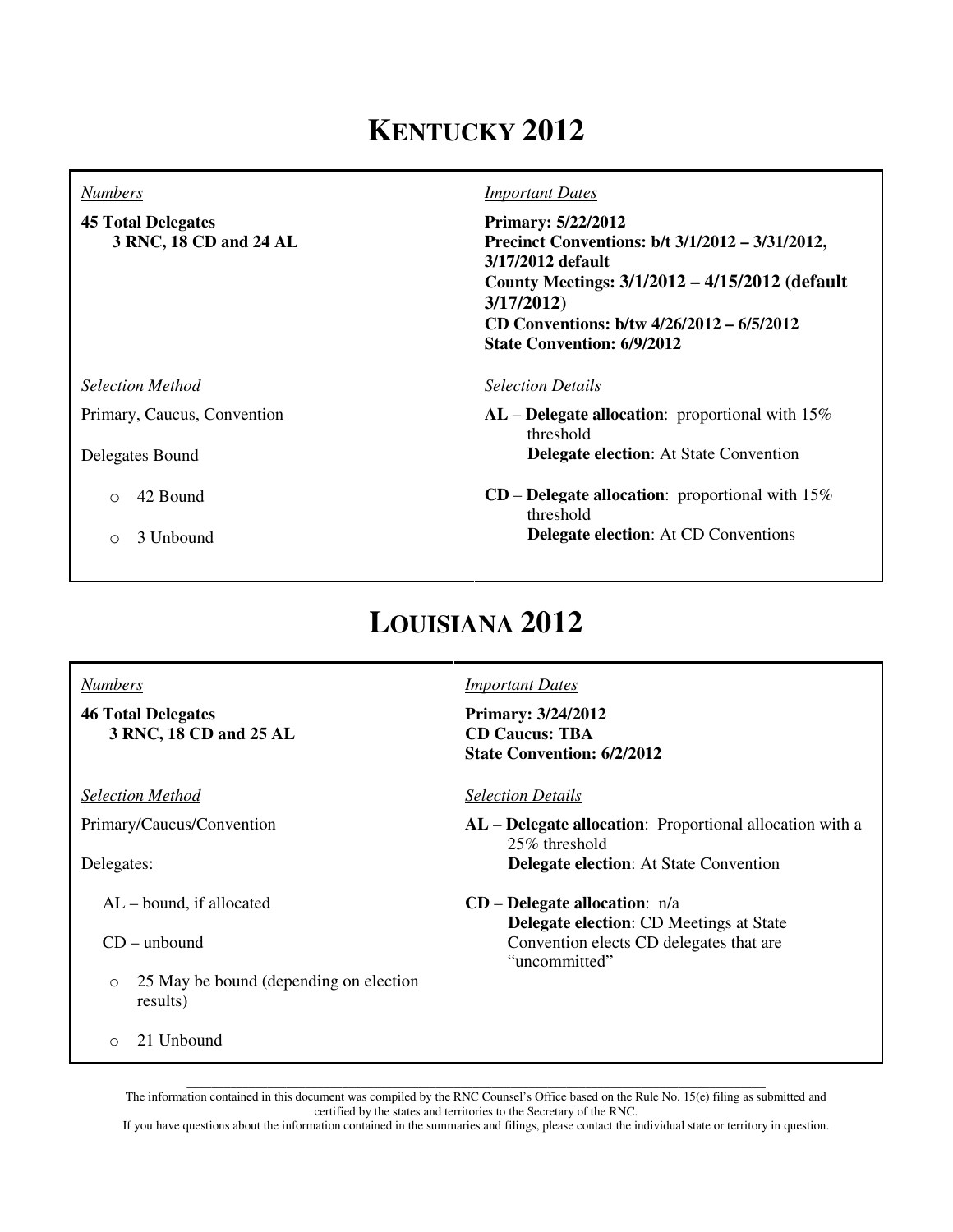# KENTUCKY 2012

*Numbers*

**45 Total Delegates**
**3 RNC, 18 CD and 24 AL**

*Important Dates*

**Primary: 5/22/2012**
**Precinct Conventions: b/t 3/1/2012 – 3/31/2012, 3/17/2012 default**
**County Meetings: 3/1/2012 – 4/15/2012 (default 3/17/2012)**
**CD Conventions: b/tw 4/26/2012 – 6/5/2012**
**State Convention: 6/9/2012**

*Selection Method*

Primary, Caucus, Convention

Delegates Bound

- 42 Bound
- 3 Unbound

*Selection Details*

**AL** – **Delegate allocation**: proportional with 15% threshold
**Delegate election**: At State Convention

**CD** – **Delegate allocation**: proportional with 15% threshold
**Delegate election**: At CD Conventions

# LOUISIANA 2012

*Numbers*

**46 Total Delegates**
**3 RNC, 18 CD and 25 AL**

*Important Dates*

**Primary: 3/24/2012**
**CD Caucus: TBA**
**State Convention: 6/2/2012**

*Selection Method*

Primary/Caucus/Convention

Delegates:

AL – bound, if allocated

CD – unbound

- 25 May be bound (depending on election results)
- 21 Unbound

*Selection Details*

**AL** – **Delegate allocation**: Proportional allocation with a 25% threshold
**Delegate election**: At State Convention

**CD** – **Delegate allocation**: n/a
**Delegate election**: CD Meetings at State Convention elects CD delegates that are "uncommitted"

The information contained in this document was compiled by the RNC Counsel's Office based on the Rule No. 15(e) filing as submitted and certified by the states and territories to the Secretary of the RNC.
If you have questions about the information contained in the summaries and filings, please contact the individual state or territory in question.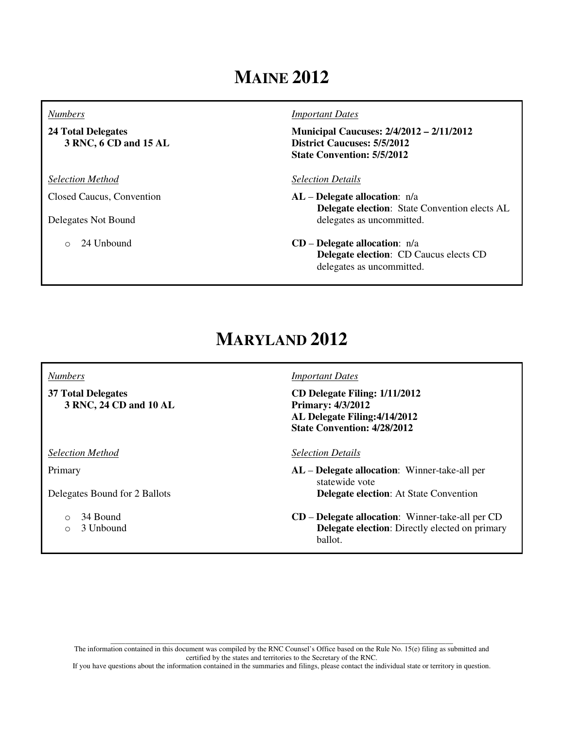# MAINE 2012

*Numbers*

**24 Total Delegates**
**3 RNC, 6 CD and 15 AL**

*Selection Method*

Closed Caucus, Convention

Delegates Not Bound

- 24 Unbound

*Important Dates*

**Municipal Caucuses: 2/4/2012 – 2/11/2012**
**District Caucuses: 5/5/2012**
**State Convention: 5/5/2012**

*Selection Details*

**AL** – **Delegate allocation**: n/a
**Delegate election**: State Convention elects AL delegates as uncommitted.

**CD** – **Delegate allocation**: n/a
**Delegate election**: CD Caucus elects CD delegates as uncommitted.

# MARYLAND 2012

*Numbers*

**37 Total Delegates**
**3 RNC, 24 CD and 10 AL**

*Selection Method*

Primary

Delegates Bound for 2 Ballots

- 34 Bound
- 3 Unbound

*Important Dates*

**CD Delegate Filing: 1/11/2012**
**Primary: 4/3/2012**
**AL Delegate Filing:4/14/2012**
**State Convention: 4/28/2012**

*Selection Details*

**AL** – **Delegate allocation**: Winner-take-all per statewide vote
**Delegate election**: At State Convention

**CD** – **Delegate allocation**: Winner-take-all per CD
**Delegate election**: Directly elected on primary ballot.

The information contained in this document was compiled by the RNC Counsel's Office based on the Rule No. 15(e) filing as submitted and certified by the states and territories to the Secretary of the RNC.
If you have questions about the information contained in the summaries and filings, please contact the individual state or territory in question.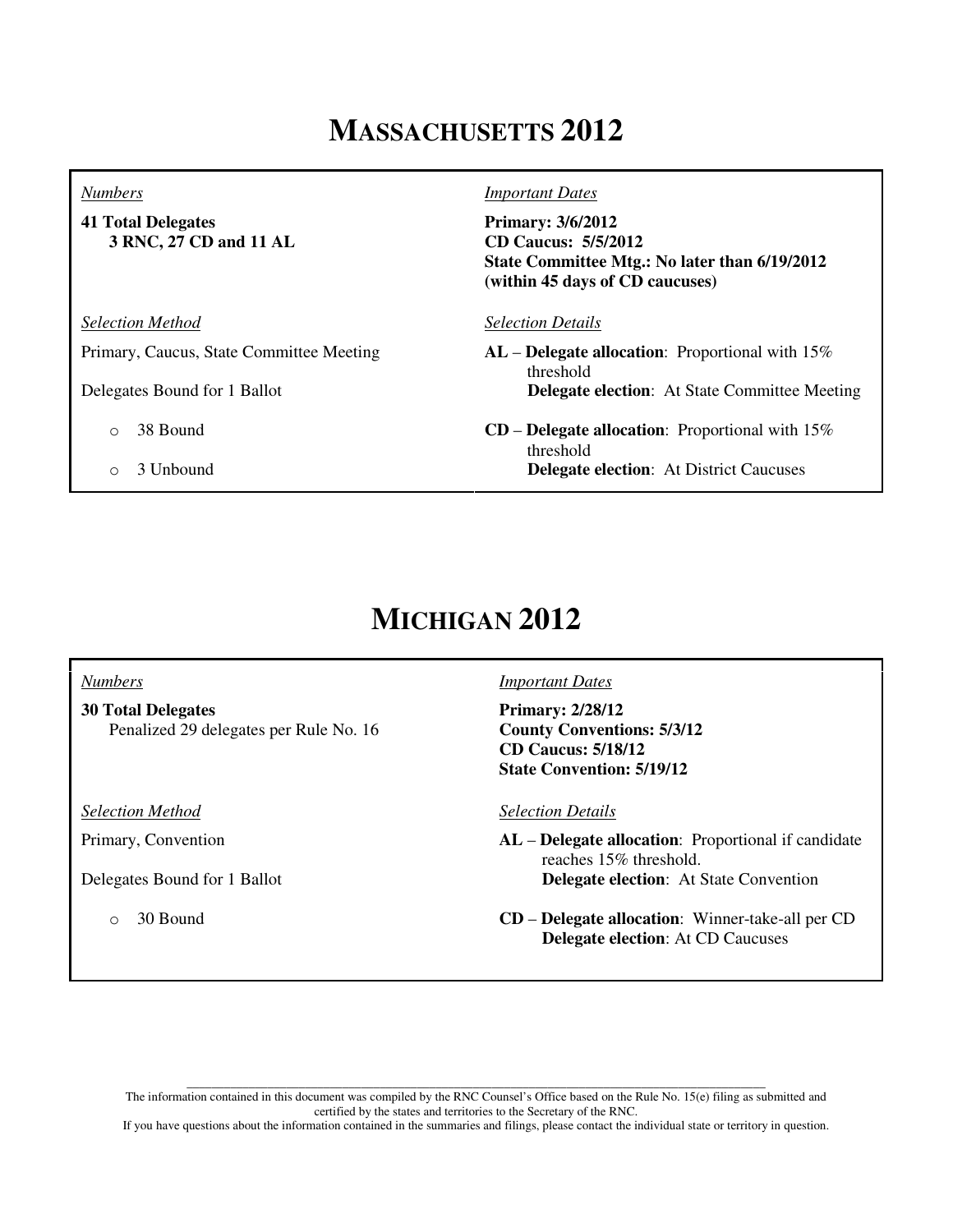# MASSACHUSETTS 2012

*Numbers*

**41 Total Delegates**
**3 RNC, 27 CD and 11 AL**

*Selection Method*

Primary, Caucus, State Committee Meeting

Delegates Bound for 1 Ballot

- 38 Bound
- 3 Unbound

*Important Dates*

**Primary: 3/6/2012**
**CD Caucus: 5/5/2012**
**State Committee Mtg.: No later than 6/19/2012 (within 45 days of CD caucuses)**

*Selection Details*

**AL** – **Delegate allocation**: Proportional with 15% threshold
**Delegate election**: At State Committee Meeting

**CD** – **Delegate allocation**: Proportional with 15% threshold
**Delegate election**: At District Caucuses

# MICHIGAN 2012

*Numbers*

**30 Total Delegates**
Penalized 29 delegates per Rule No. 16

*Selection Method*

Primary, Convention

Delegates Bound for 1 Ballot

- 30 Bound

*Important Dates*

**Primary: 2/28/12**
**County Conventions: 5/3/12**
**CD Caucus: 5/18/12**
**State Convention: 5/19/12**

*Selection Details*

**AL** – **Delegate allocation**: Proportional if candidate reaches 15% threshold.
**Delegate election**: At State Convention

**CD** – **Delegate allocation**: Winner-take-all per CD
**Delegate election**: At CD Caucuses

The information contained in this document was compiled by the RNC Counsel's Office based on the Rule No. 15(e) filing as submitted and certified by the states and territories to the Secretary of the RNC.
If you have questions about the information contained in the summaries and filings, please contact the individual state or territory in question.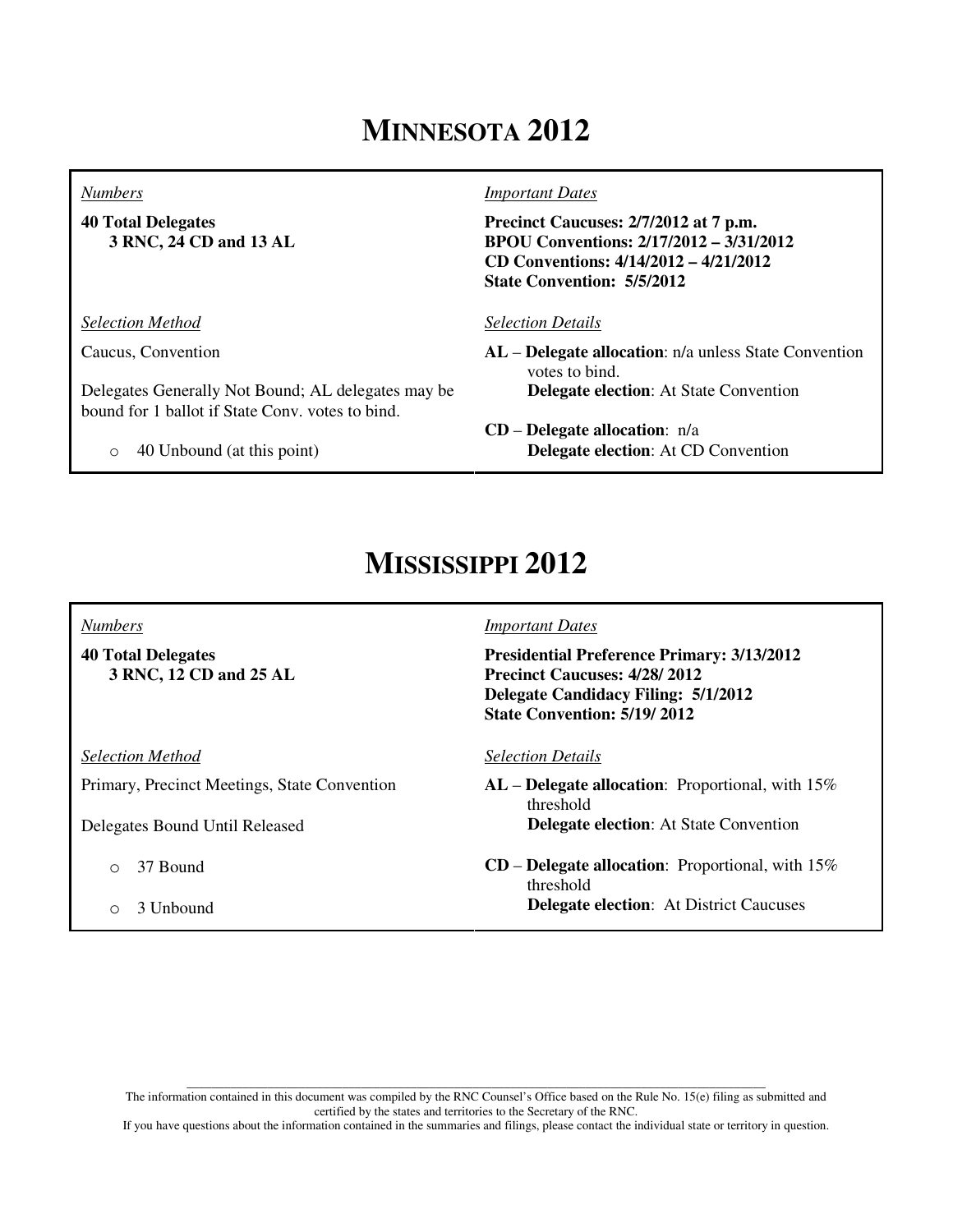# MINNESOTA 2012

*Numbers*

**40 Total Delegates**
**3 RNC, 24 CD and 13 AL**

*Important Dates*

**Precinct Caucuses: 2/7/2012 at 7 p.m.**
**BPOU Conventions: 2/17/2012 – 3/31/2012**
**CD Conventions: 4/14/2012 – 4/21/2012**
**State Convention: 5/5/2012**

*Selection Method*

Caucus, Convention

Delegates Generally Not Bound; AL delegates may be bound for 1 ballot if State Conv. votes to bind.

- 40 Unbound (at this point)

*Selection Details*

**AL** – **Delegate allocation**: n/a unless State Convention votes to bind.
**Delegate election**: At State Convention

**CD** – **Delegate allocation**: n/a
**Delegate election**: At CD Convention

# MISSISSIPPI 2012

*Numbers*

**40 Total Delegates**
**3 RNC, 12 CD and 25 AL**

*Important Dates*

**Presidential Preference Primary: 3/13/2012**
**Precinct Caucuses: 4/28/ 2012**
**Delegate Candidacy Filing: 5/1/2012**
**State Convention: 5/19/ 2012**

*Selection Method*

Primary, Precinct Meetings, State Convention

Delegates Bound Until Released

- 37 Bound
- 3 Unbound

*Selection Details*

**AL** – **Delegate allocation**: Proportional, with 15% threshold
**Delegate election**: At State Convention

**CD** – **Delegate allocation**: Proportional, with 15% threshold
**Delegate election**: At District Caucuses

The information contained in this document was compiled by the RNC Counsel's Office based on the Rule No. 15(e) filing as submitted and certified by the states and territories to the Secretary of the RNC.
If you have questions about the information contained in the summaries and filings, please contact the individual state or territory in question.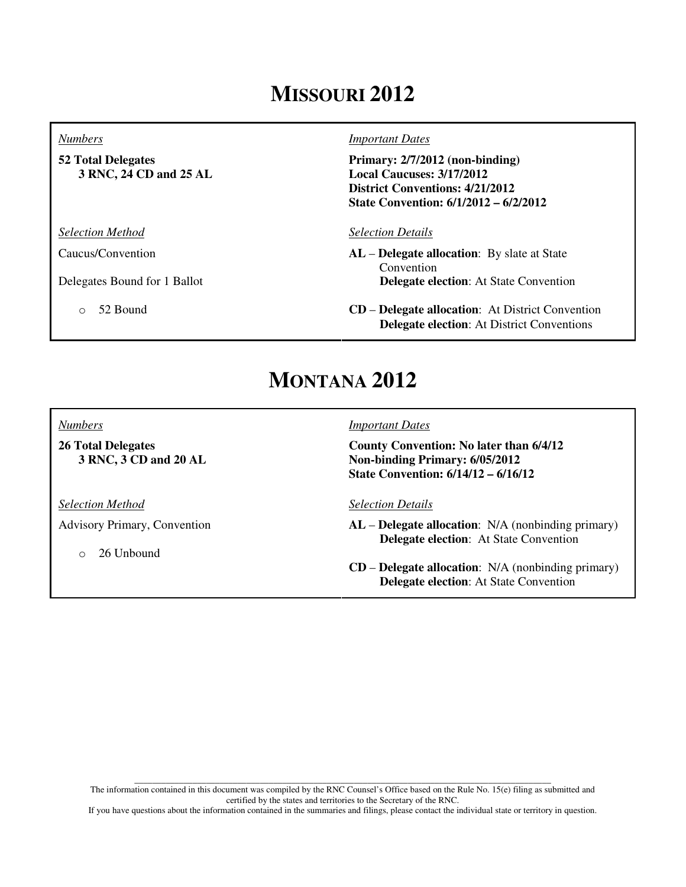# MISSOURI 2012

*Numbers*

**52 Total Delegates**
**3 RNC, 24 CD and 25 AL**

*Selection Method*

Caucus/Convention

Delegates Bound for 1 Ballot

- 52 Bound

*Important Dates*

**Primary: 2/7/2012 (non-binding)**
**Local Caucuses: 3/17/2012**
**District Conventions: 4/21/2012**
**State Convention: 6/1/2012 – 6/2/2012**

*Selection Details*

**AL** – **Delegate allocation**: By slate at State Convention
**Delegate election**: At State Convention

**CD** – **Delegate allocation**: At District Convention
**Delegate election**: At District Conventions

# MONTANA 2012

*Numbers*

**26 Total Delegates**
**3 RNC, 3 CD and 20 AL**

*Selection Method*

Advisory Primary, Convention

- 26 Unbound

*Important Dates*

**County Convention: No later than 6/4/12**
**Non-binding Primary: 6/05/2012**
**State Convention: 6/14/12 – 6/16/12**

*Selection Details*

**AL** – **Delegate allocation**: N/A (nonbinding primary)
**Delegate election**: At State Convention

**CD** – **Delegate allocation**: N/A (nonbinding primary)
**Delegate election**: At State Convention

---

The information contained in this document was compiled by the RNC Counsel's Office based on the Rule No. 15(e) filing as submitted and certified by the states and territories to the Secretary of the RNC.
If you have questions about the information contained in the summaries and filings, please contact the individual state or territory in question.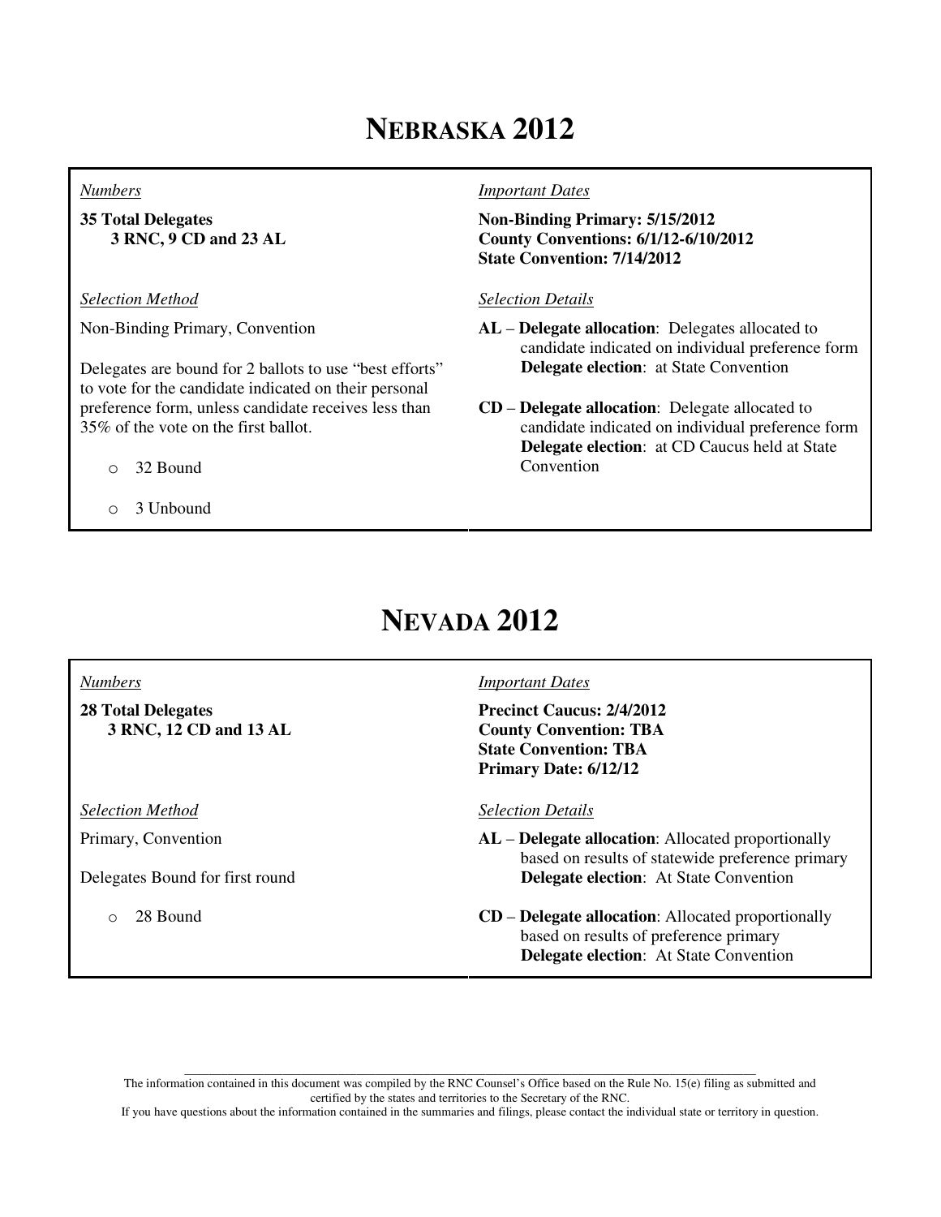# NEBRASKA 2012

*Numbers*

**35 Total Delegates**
**3 RNC, 9 CD and 23 AL**

*Selection Method*

Non-Binding Primary, Convention

Delegates are bound for 2 ballots to use "best efforts" to vote for the candidate indicated on their personal preference form, unless candidate receives less than 35% of the vote on the first ballot.

- 32 Bound
- 3 Unbound

*Important Dates*

**Non-Binding Primary: 5/15/2012**
**County Conventions: 6/1/12-6/10/2012**
**State Convention: 7/14/2012**

*Selection Details*

**AL** – **Delegate allocation**: Delegates allocated to candidate indicated on individual preference form
**Delegate election**: at State Convention

**CD** – **Delegate allocation**: Delegate allocated to candidate indicated on individual preference form
**Delegate election**: at CD Caucus held at State Convention

# NEVADA 2012

*Numbers*

**28 Total Delegates**
**3 RNC, 12 CD and 13 AL**

*Selection Method*

Primary, Convention

Delegates Bound for first round

- 28 Bound

*Important Dates*

**Precinct Caucus: 2/4/2012**
**County Convention: TBA**
**State Convention: TBA**
**Primary Date: 6/12/12**

*Selection Details*

**AL** – **Delegate allocation**: Allocated proportionally based on results of statewide preference primary
**Delegate election**: At State Convention

**CD** – **Delegate allocation**: Allocated proportionally based on results of preference primary
**Delegate election**: At State Convention

The information contained in this document was compiled by the RNC Counsel's Office based on the Rule No. 15(e) filing as submitted and certified by the states and territories to the Secretary of the RNC.
If you have questions about the information contained in the summaries and filings, please contact the individual state or territory in question.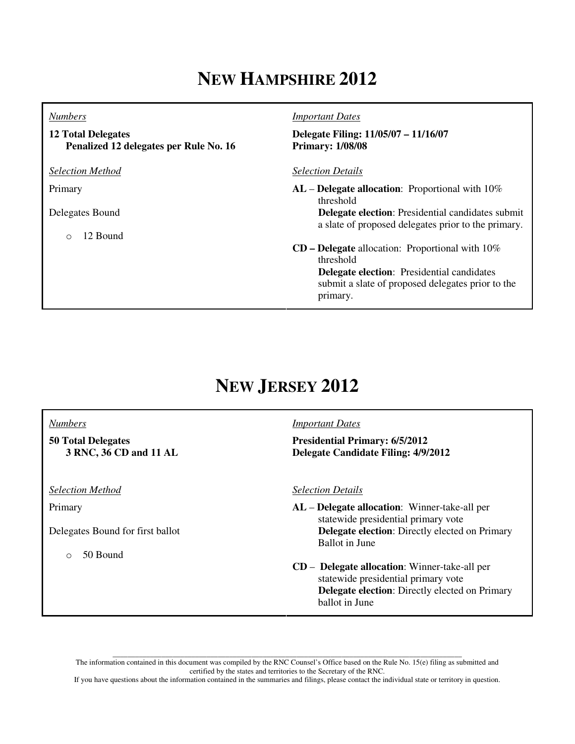# NEW HAMPSHIRE 2012

| *Numbers* | *Important Dates* |
|---|---|
| **12 Total Delegates**<br>**Penalized 12 delegates per Rule No. 16** | **Delegate Filing: 11/05/07 – 11/16/07**<br>**Primary: 1/08/08** |
| *Selection Method* | *Selection Details* |
| Primary<br><br>Delegates Bound<br><br>o 12 Bound | **AL** – **Delegate allocation**: Proportional with 10% threshold<br>**Delegate election**: Presidential candidates submit a slate of proposed delegates prior to the primary.<br><br>**CD – Delegate** allocation: Proportional with 10% threshold<br>**Delegate election**: Presidential candidates submit a slate of proposed delegates prior to the primary. |

# NEW JERSEY 2012

| *Numbers* | *Important Dates* |
|---|---|
| **50 Total Delegates**<br>**3 RNC, 36 CD and 11 AL** | **Presidential Primary: 6/5/2012**<br>**Delegate Candidate Filing: 4/9/2012** |
| *Selection Method* | *Selection Details* |
| Primary<br><br>Delegates Bound for first ballot<br><br>o 50 Bound | **AL** – **Delegate allocation**: Winner-take-all per statewide presidential primary vote<br>**Delegate election**: Directly elected on Primary Ballot in June<br><br>**CD** – **Delegate allocation**: Winner-take-all per statewide presidential primary vote<br>**Delegate election**: Directly elected on Primary ballot in June |

The information contained in this document was compiled by the RNC Counsel's Office based on the Rule No. 15(e) filing as submitted and certified by the states and territories to the Secretary of the RNC.
If you have questions about the information contained in the summaries and filings, please contact the individual state or territory in question.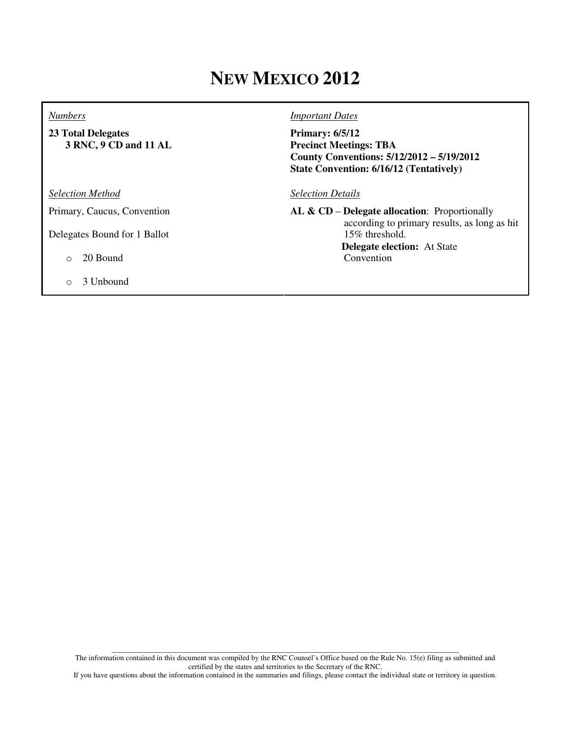# NEW MEXICO 2012

*Numbers*

**23 Total Delegates**
**3 RNC, 9 CD and 11 AL**

*Selection Method*

Primary, Caucus, Convention

Delegates Bound for 1 Ballot

- 20 Bound
- 3 Unbound

*Important Dates*

**Primary: 6/5/12**
**Precinct Meetings: TBA**
**County Conventions: 5/12/2012 – 5/19/2012**
**State Convention: 6/16/12 (Tentatively)**

*Selection Details*

**AL & CD** – **Delegate allocation**: Proportionally according to primary results, as long as hit 15% threshold.
**Delegate election:** At State Convention

The information contained in this document was compiled by the RNC Counsel's Office based on the Rule No. 15(e) filing as submitted and certified by the states and territories to the Secretary of the RNC.
If you have questions about the information contained in the summaries and filings, please contact the individual state or territory in question.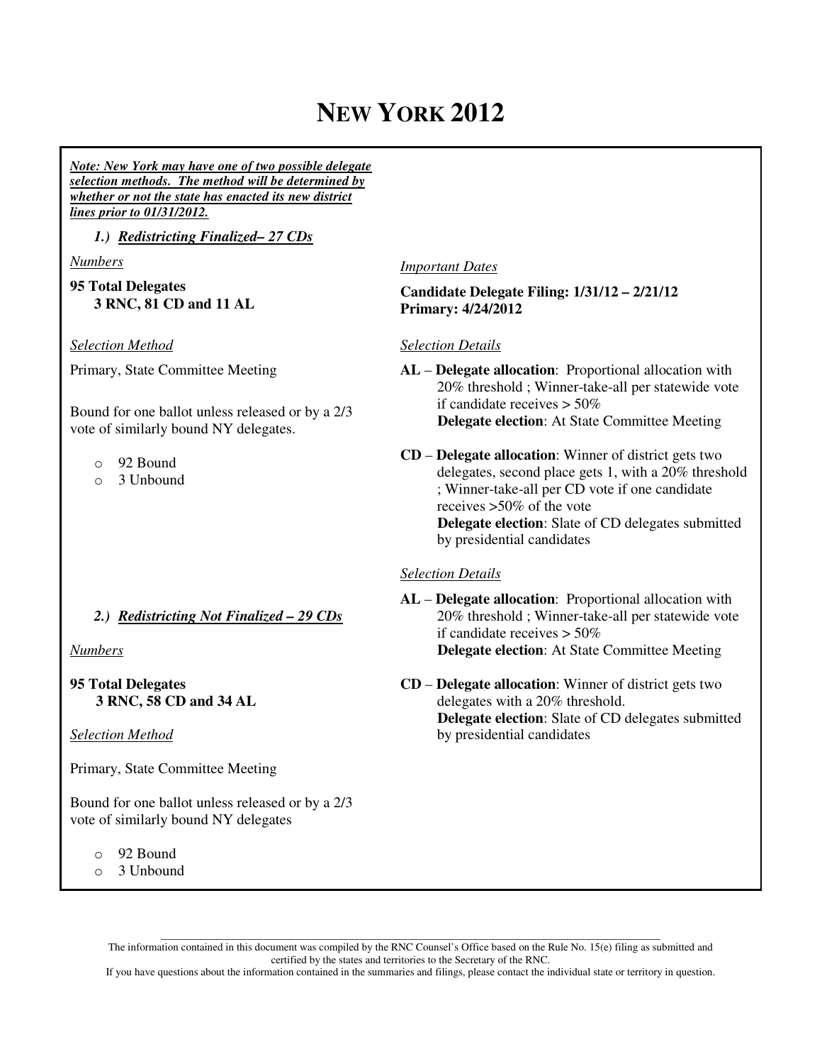# NEW YORK 2012

***Note: New York may have one of two possible delegate selection methods. The method will be determined by whether or not the state has enacted its new district lines prior to 01/31/2012.***

### *1.) Redistricting Finalized– 27 CDs*

*Numbers*

**95 Total Delegates**
**3 RNC, 81 CD and 11 AL**

*Selection Method*

Primary, State Committee Meeting

Bound for one ballot unless released or by a 2/3 vote of similarly bound NY delegates.

- 92 Bound
- 3 Unbound

*Important Dates*

**Candidate Delegate Filing: 1/31/12 – 2/21/12**
**Primary: 4/24/2012**

*Selection Details*

**AL** – **Delegate allocation**: Proportional allocation with 20% threshold ; Winner-take-all per statewide vote if candidate receives > 50%
**Delegate election**: At State Committee Meeting

**CD** – **Delegate allocation**: Winner of district gets two delegates, second place gets 1, with a 20% threshold ; Winner-take-all per CD vote if one candidate receives >50% of the vote
**Delegate election**: Slate of CD delegates submitted by presidential candidates

### *2.) Redistricting Not Finalized – 29 CDs*

*Numbers*

**95 Total Delegates**
**3 RNC, 58 CD and 34 AL**

*Selection Method*

Primary, State Committee Meeting

Bound for one ballot unless released or by a 2/3 vote of similarly bound NY delegates

- 92 Bound
- 3 Unbound

*Selection Details*

**AL** – **Delegate allocation**: Proportional allocation with 20% threshold ; Winner-take-all per statewide vote if candidate receives > 50%
**Delegate election**: At State Committee Meeting

**CD** – **Delegate allocation**: Winner of district gets two delegates with a 20% threshold.
**Delegate election**: Slate of CD delegates submitted by presidential candidates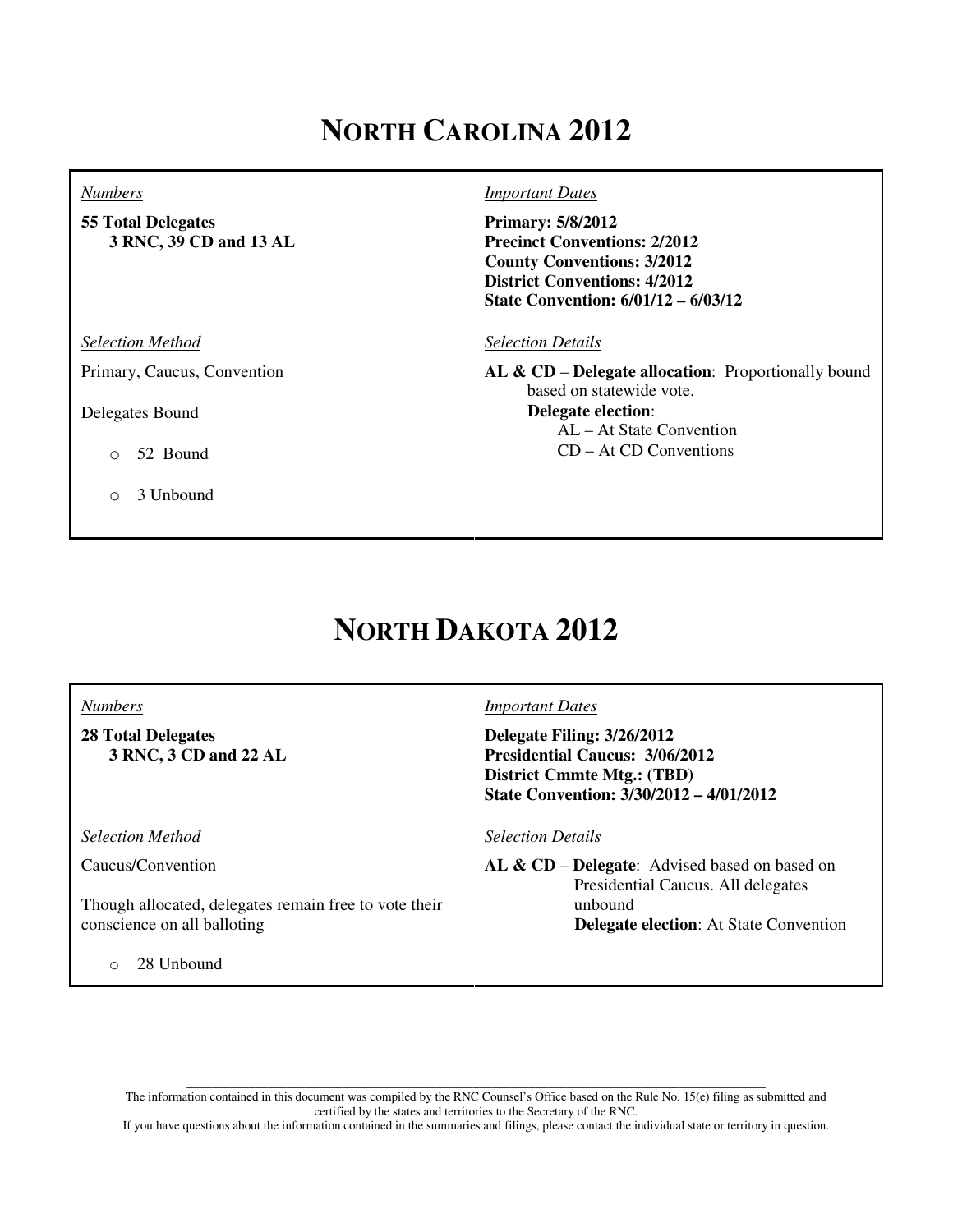# NORTH CAROLINA 2012

*Numbers*

**55 Total Delegates**
**3 RNC, 39 CD and 13 AL**

*Selection Method*

Primary, Caucus, Convention

Delegates Bound

- 52 Bound
- 3 Unbound

*Important Dates*

**Primary: 5/8/2012**
**Precinct Conventions: 2/2012**
**County Conventions: 3/2012**
**District Conventions: 4/2012**
**State Convention: 6/01/12 – 6/03/12**

*Selection Details*

**AL & CD** – **Delegate allocation**: Proportionally bound based on statewide vote.
**Delegate election**:
AL – At State Convention
CD – At CD Conventions

# NORTH DAKOTA 2012

*Numbers*

**28 Total Delegates**
**3 RNC, 3 CD and 22 AL**

*Selection Method*

Caucus/Convention

Though allocated, delegates remain free to vote their conscience on all balloting

- 28 Unbound

*Important Dates*

**Delegate Filing: 3/26/2012**
**Presidential Caucus: 3/06/2012**
**District Cmmte Mtg.: (TBD)**
**State Convention: 3/30/2012 – 4/01/2012**

*Selection Details*

**AL & CD** – **Delegate**: Advised based on based on Presidential Caucus. All delegates unbound
**Delegate election**: At State Convention

The information contained in this document was compiled by the RNC Counsel's Office based on the Rule No. 15(e) filing as submitted and certified by the states and territories to the Secretary of the RNC.
If you have questions about the information contained in the summaries and filings, please contact the individual state or territory in question.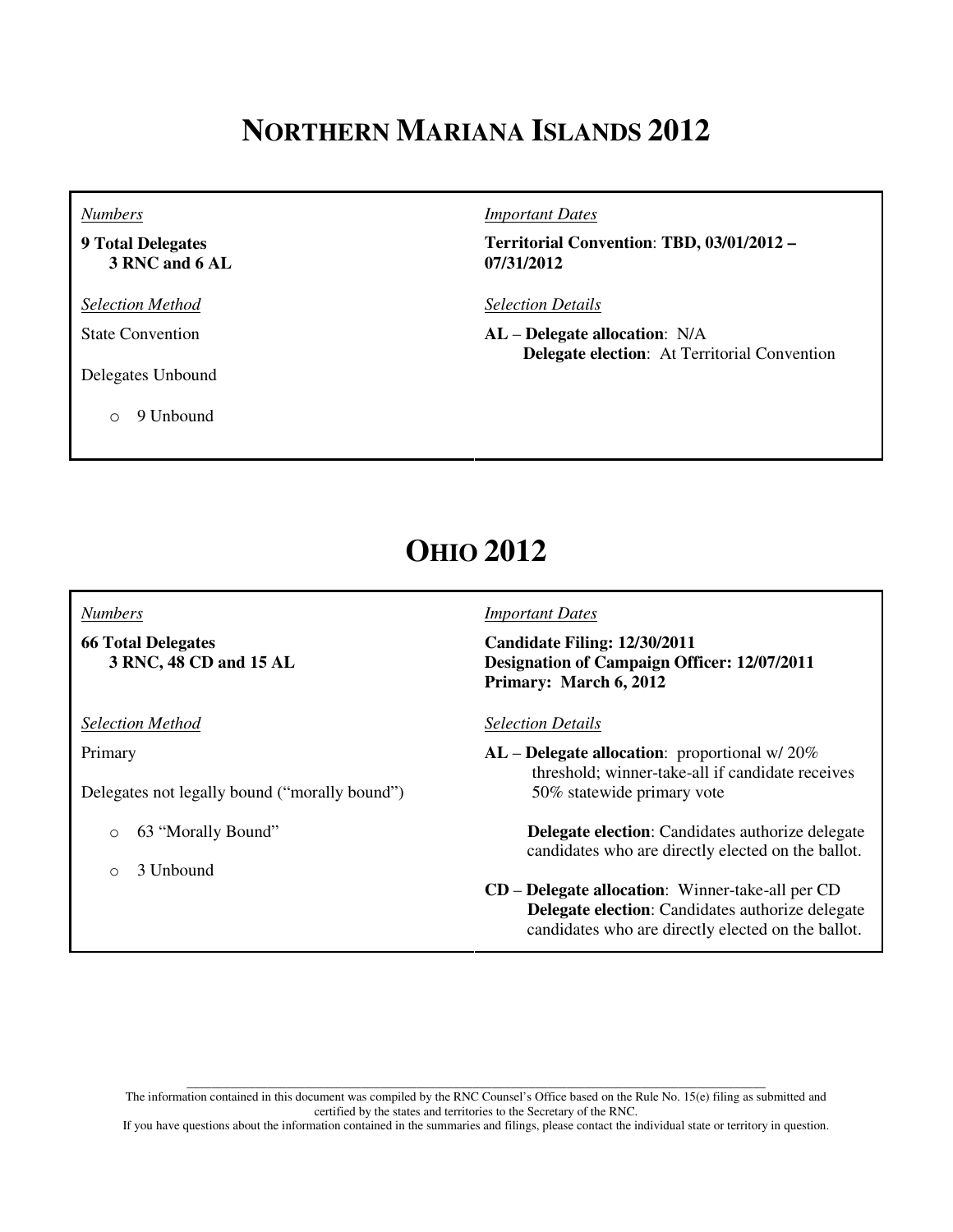# NORTHERN MARIANA ISLANDS 2012

*Numbers*

**9 Total Delegates**
**3 RNC and 6 AL**

*Selection Method*

State Convention

Delegates Unbound

- 9 Unbound

*Important Dates*

**Territorial Convention**: **TBD, 03/01/2012 – 07/31/2012**

*Selection Details*

**AL** – **Delegate allocation**: N/A
**Delegate election**: At Territorial Convention

# OHIO 2012

*Numbers*

**66 Total Delegates**
**3 RNC, 48 CD and 15 AL**

*Selection Method*

Primary

Delegates not legally bound ("morally bound")

- 63 "Morally Bound"
- 3 Unbound

*Important Dates*

**Candidate Filing: 12/30/2011**
**Designation of Campaign Officer: 12/07/2011**
**Primary: March 6, 2012**

*Selection Details*

**AL** – **Delegate allocation**: proportional w/ 20% threshold; winner-take-all if candidate receives 50% statewide primary vote

**Delegate election**: Candidates authorize delegate candidates who are directly elected on the ballot.

**CD** – **Delegate allocation**: Winner-take-all per CD
**Delegate election**: Candidates authorize delegate candidates who are directly elected on the ballot.

The information contained in this document was compiled by the RNC Counsel's Office based on the Rule No. 15(e) filing as submitted and certified by the states and territories to the Secretary of the RNC.
If you have questions about the information contained in the summaries and filings, please contact the individual state or territory in question.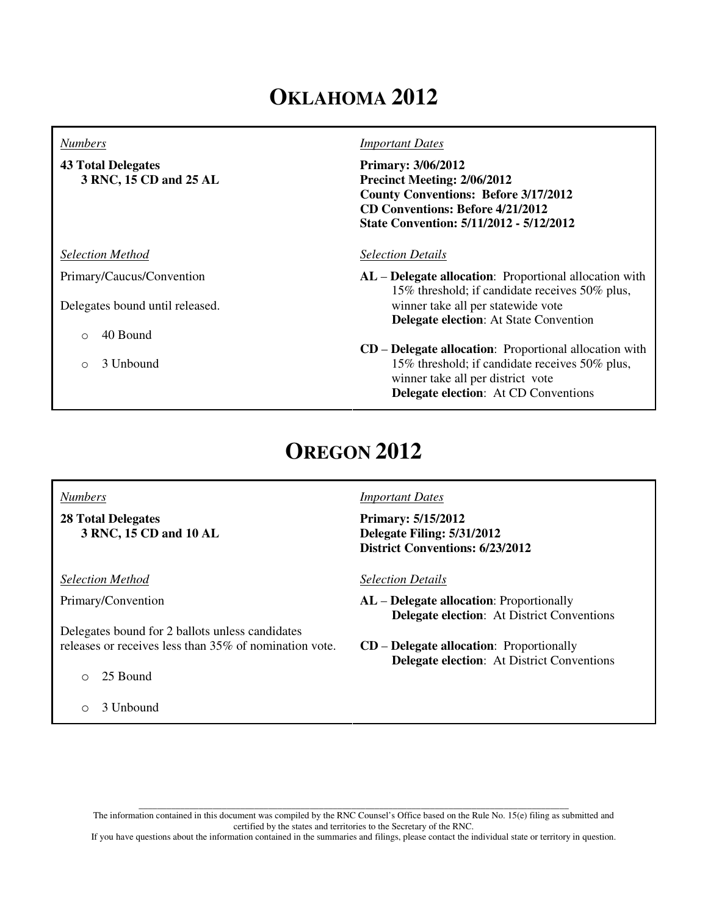# OKLAHOMA 2012

*Numbers*

**43 Total Delegates**
**3 RNC, 15 CD and 25 AL**

*Important Dates*

**Primary: 3/06/2012**
**Precinct Meeting: 2/06/2012**
**County Conventions: Before 3/17/2012**
**CD Conventions: Before 4/21/2012**
**State Convention: 5/11/2012 - 5/12/2012**

*Selection Method*

Primary/Caucus/Convention

Delegates bound until released.

- 40 Bound
- 3 Unbound

*Selection Details*

**AL** – **Delegate allocation**: Proportional allocation with 15% threshold; if candidate receives 50% plus, winner take all per statewide vote
**Delegate election**: At State Convention

**CD** – **Delegate allocation**: Proportional allocation with 15% threshold; if candidate receives 50% plus, winner take all per district vote
**Delegate election**: At CD Conventions

# OREGON 2012

*Numbers*

**28 Total Delegates**
**3 RNC, 15 CD and 10 AL**

*Important Dates*

**Primary: 5/15/2012**
**Delegate Filing: 5/31/2012**
**District Conventions: 6/23/2012**

*Selection Method*

Primary/Convention

Delegates bound for 2 ballots unless candidates releases or receives less than 35% of nomination vote.

- 25 Bound
- 3 Unbound

*Selection Details*

**AL** – **Delegate allocation**: Proportionally
**Delegate election**: At District Conventions

**CD** – **Delegate allocation**: Proportionally
**Delegate election**: At District Conventions

---

The information contained in this document was compiled by the RNC Counsel's Office based on the Rule No. 15(e) filing as submitted and certified by the states and territories to the Secretary of the RNC.
If you have questions about the information contained in the summaries and filings, please contact the individual state or territory in question.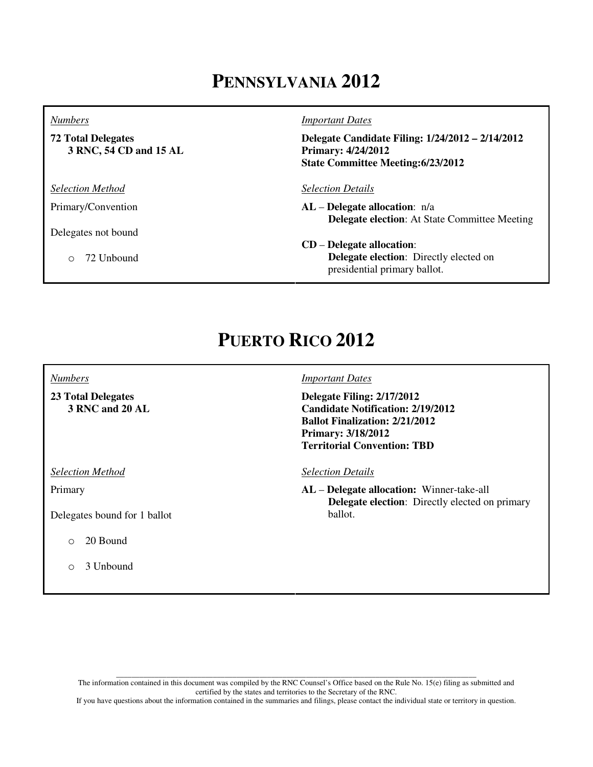# PENNSYLVANIA 2012

| *Numbers* | *Important Dates* |
|---|---|
| **72 Total Delegates**<br>**3 RNC, 54 CD and 15 AL** | **Delegate Candidate Filing: 1/24/2012 – 2/14/2012**<br>**Primary: 4/24/2012**<br>**State Committee Meeting:6/23/2012** |
| *Selection Method* | *Selection Details* |
| Primary/Convention<br><br>Delegates not bound<br><br>- 72 Unbound | **AL** – **Delegate allocation**: n/a<br>**Delegate election**: At State Committee Meeting<br><br>**CD** – **Delegate allocation**:<br>**Delegate election**: Directly elected on presidential primary ballot. |

# PUERTO RICO 2012

| *Numbers* | *Important Dates* |
|---|---|
| **23 Total Delegates**<br>**3 RNC and 20 AL** | **Delegate Filing: 2/17/2012**<br>**Candidate Notification: 2/19/2012**<br>**Ballot Finalization: 2/21/2012**<br>**Primary: 3/18/2012**<br>**Territorial Convention: TBD** |
| *Selection Method* | *Selection Details* |
| Primary<br><br>Delegates bound for 1 ballot<br><br>- 20 Bound<br>- 3 Unbound | **AL** – **Delegate allocation:** Winner-take-all<br>**Delegate election**: Directly elected on primary ballot. |

The information contained in this document was compiled by the RNC Counsel's Office based on the Rule No. 15(e) filing as submitted and certified by the states and territories to the Secretary of the RNC.
If you have questions about the information contained in the summaries and filings, please contact the individual state or territory in question.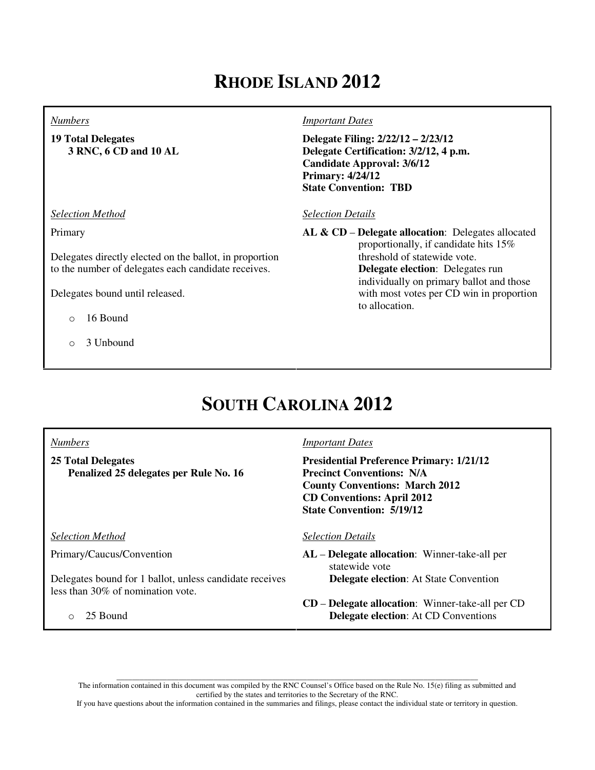# RHODE ISLAND 2012

*Numbers*

**19 Total Delegates**
**3 RNC, 6 CD and 10 AL**

*Important Dates*

**Delegate Filing: 2/22/12 – 2/23/12**
**Delegate Certification: 3/2/12, 4 p.m.**
**Candidate Approval: 3/6/12**
**Primary: 4/24/12**
**State Convention: TBD**

*Selection Method*

Primary

Delegates directly elected on the ballot, in proportion to the number of delegates each candidate receives.

Delegates bound until released.

- 16 Bound
- 3 Unbound

*Selection Details*

**AL & CD** – **Delegate allocation**: Delegates allocated proportionally, if candidate hits 15% threshold of statewide vote.
**Delegate election**: Delegates run individually on primary ballot and those with most votes per CD win in proportion to allocation.

# SOUTH CAROLINA 2012

*Numbers*

**25 Total Delegates**
**Penalized 25 delegates per Rule No. 16**

*Important Dates*

**Presidential Preference Primary: 1/21/12**
**Precinct Conventions: N/A**
**County Conventions: March 2012**
**CD Conventions: April 2012**
**State Convention: 5/19/12**

*Selection Method*

Primary/Caucus/Convention

Delegates bound for 1 ballot, unless candidate receives less than 30% of nomination vote.

- 25 Bound

*Selection Details*

**AL** – **Delegate allocation**: Winner-take-all per statewide vote
**Delegate election**: At State Convention

**CD** – **Delegate allocation**: Winner-take-all per CD
**Delegate election**: At CD Conventions

The information contained in this document was compiled by the RNC Counsel's Office based on the Rule No. 15(e) filing as submitted and certified by the states and territories to the Secretary of the RNC.
If you have questions about the information contained in the summaries and filings, please contact the individual state or territory in question.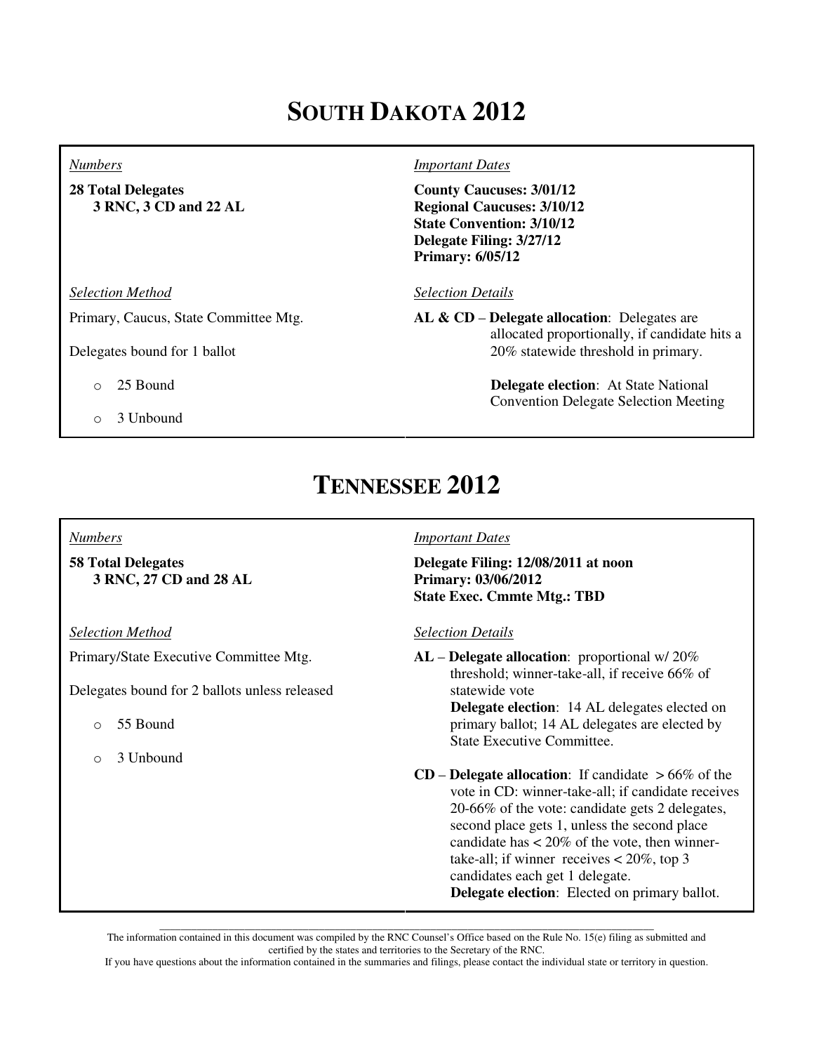# SOUTH DAKOTA 2012

*Numbers*

**28 Total Delegates**
**3 RNC, 3 CD and 22 AL**

*Important Dates*

**County Caucuses: 3/01/12**
**Regional Caucuses: 3/10/12**
**State Convention: 3/10/12**
**Delegate Filing: 3/27/12**
**Primary: 6/05/12**

*Selection Method*

Primary, Caucus, State Committee Mtg.

Delegates bound for 1 ballot

- 25 Bound
- 3 Unbound

*Selection Details*

**AL & CD** – **Delegate allocation**: Delegates are allocated proportionally, if candidate hits a 20% statewide threshold in primary.

**Delegate election**: At State National Convention Delegate Selection Meeting

# TENNESSEE 2012

*Numbers*

**58 Total Delegates**
**3 RNC, 27 CD and 28 AL**

*Important Dates*

**Delegate Filing: 12/08/2011 at noon**
**Primary: 03/06/2012**
**State Exec. Cmmte Mtg.: TBD**

*Selection Method*

Primary/State Executive Committee Mtg.

Delegates bound for 2 ballots unless released

- 55 Bound
- 3 Unbound

*Selection Details*

**AL** – **Delegate allocation**: proportional w/ 20% threshold; winner-take-all, if receive 66% of statewide vote
**Delegate election**: 14 AL delegates elected on primary ballot; 14 AL delegates are elected by State Executive Committee.

**CD** – **Delegate allocation**: If candidate > 66% of the vote in CD: winner-take-all; if candidate receives 20-66% of the vote: candidate gets 2 delegates, second place gets 1, unless the second place candidate has < 20% of the vote, then winner-take-all; if winner receives < 20%, top 3 candidates each get 1 delegate.
**Delegate election**: Elected on primary ballot.

---

The information contained in this document was compiled by the RNC Counsel's Office based on the Rule No. 15(e) filing as submitted and certified by the states and territories to the Secretary of the RNC.
If you have questions about the information contained in the summaries and filings, please contact the individual state or territory in question.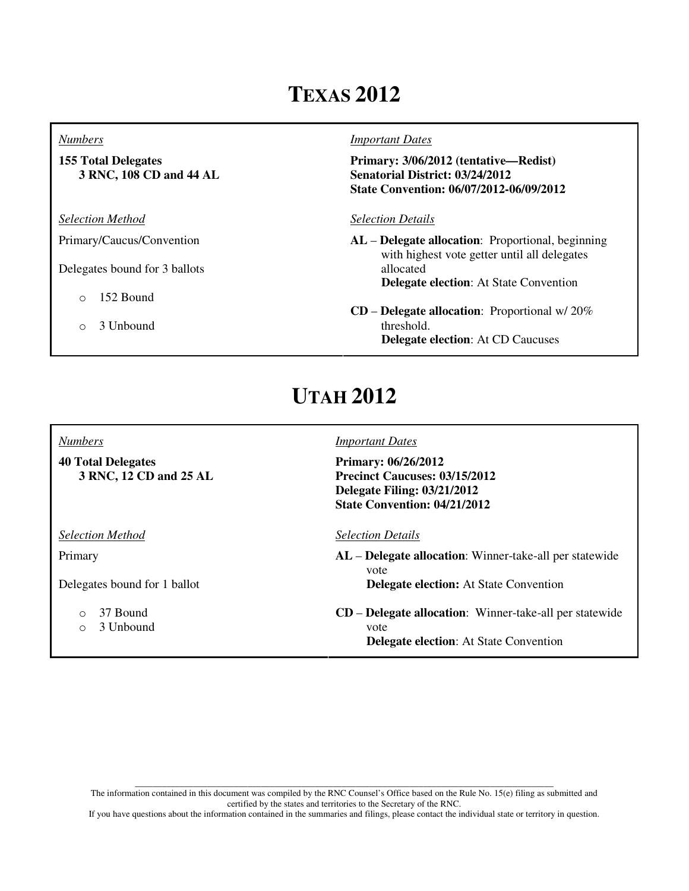# TEXAS 2012

*Numbers*

**155 Total Delegates**
**3 RNC, 108 CD and 44 AL**

*Selection Method*

Primary/Caucus/Convention

Delegates bound for 3 ballots

- 152 Bound
- 3 Unbound

*Important Dates*

**Primary: 3/06/2012 (tentative—Redist)**
**Senatorial District: 03/24/2012**
**State Convention: 06/07/2012-06/09/2012**

*Selection Details*

**AL** – **Delegate allocation**: Proportional, beginning with highest vote getter until all delegates allocated
**Delegate election**: At State Convention

**CD** – **Delegate allocation**: Proportional w/ 20% threshold.
**Delegate election**: At CD Caucuses

# UTAH 2012

*Numbers*

**40 Total Delegates**
**3 RNC, 12 CD and 25 AL**

*Selection Method*

Primary

Delegates bound for 1 ballot

- 37 Bound
- 3 Unbound

*Important Dates*

**Primary: 06/26/2012**
**Precinct Caucuses: 03/15/2012**
**Delegate Filing: 03/21/2012**
**State Convention: 04/21/2012**

*Selection Details*

**AL** – **Delegate allocation**: Winner-take-all per statewide vote
**Delegate election:** At State Convention

**CD** – **Delegate allocation**: Winner-take-all per statewide vote
**Delegate election**: At State Convention

---

The information contained in this document was compiled by the RNC Counsel's Office based on the Rule No. 15(e) filing as submitted and certified by the states and territories to the Secretary of the RNC.
If you have questions about the information contained in the summaries and filings, please contact the individual state or territory in question.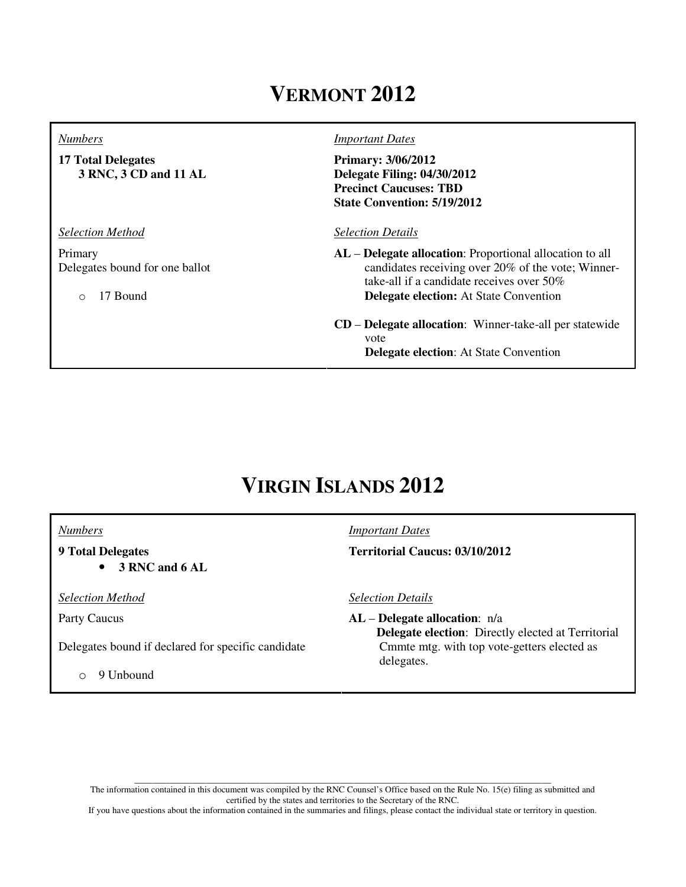# VERMONT 2012

*Numbers*

**17 Total Delegates**
**3 RNC, 3 CD and 11 AL**

*Important Dates*

**Primary: 3/06/2012**
**Delegate Filing: 04/30/2012**
**Precinct Caucuses: TBD**
**State Convention: 5/19/2012**

*Selection Method*

Primary
Delegates bound for one ballot

- 17 Bound

*Selection Details*

**AL** – **Delegate allocation**: Proportional allocation to all candidates receiving over 20% of the vote; Winner-take-all if a candidate receives over 50%
**Delegate election:** At State Convention

**CD** – **Delegate allocation**: Winner-take-all per statewide vote
**Delegate election**: At State Convention

# VIRGIN ISLANDS 2012

*Numbers*

**9 Total Delegates**

- **3 RNC and 6 AL**

*Important Dates*

**Territorial Caucus: 03/10/2012**

*Selection Method*

Party Caucus

Delegates bound if declared for specific candidate

- 9 Unbound

*Selection Details*

**AL** – **Delegate allocation**: n/a
**Delegate election**: Directly elected at Territorial Cmmte mtg. with top vote-getters elected as delegates.

The information contained in this document was compiled by the RNC Counsel's Office based on the Rule No. 15(e) filing as submitted and certified by the states and territories to the Secretary of the RNC.
If you have questions about the information contained in the summaries and filings, please contact the individual state or territory in question.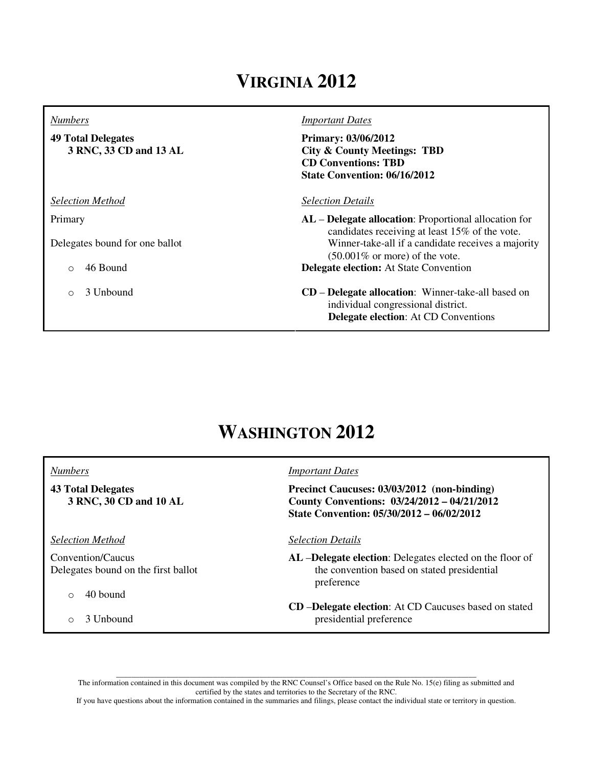# VIRGINIA 2012

*Numbers*

**49 Total Delegates**
**3 RNC, 33 CD and 13 AL**

*Important Dates*

**Primary: 03/06/2012**
**City & County Meetings: TBD**
**CD Conventions: TBD**
**State Convention: 06/16/2012**

*Selection Method*

Primary

Delegates bound for one ballot

- 46 Bound
- 3 Unbound

*Selection Details*

**AL** – **Delegate allocation**: Proportional allocation for candidates receiving at least 15% of the vote. Winner-take-all if a candidate receives a majority (50.001% or more) of the vote.
**Delegate election:** At State Convention

**CD** – **Delegate allocation**: Winner-take-all based on individual congressional district.
**Delegate election**: At CD Conventions

# WASHINGTON 2012

*Numbers*

**43 Total Delegates**
**3 RNC, 30 CD and 10 AL**

*Important Dates*

**Precinct Caucuses: 03/03/2012 (non-binding)**
**County Conventions: 03/24/2012 – 04/21/2012**
**State Convention: 05/30/2012 – 06/02/2012**

*Selection Method*

Convention/Caucus
Delegates bound on the first ballot

- 40 bound
- 3 Unbound

*Selection Details*

**AL** –**Delegate election**: Delegates elected on the floor of the convention based on stated presidential preference

**CD** –**Delegate election**: At CD Caucuses based on stated presidential preference

---

The information contained in this document was compiled by the RNC Counsel's Office based on the Rule No. 15(e) filing as submitted and certified by the states and territories to the Secretary of the RNC.
If you have questions about the information contained in the summaries and filings, please contact the individual state or territory in question.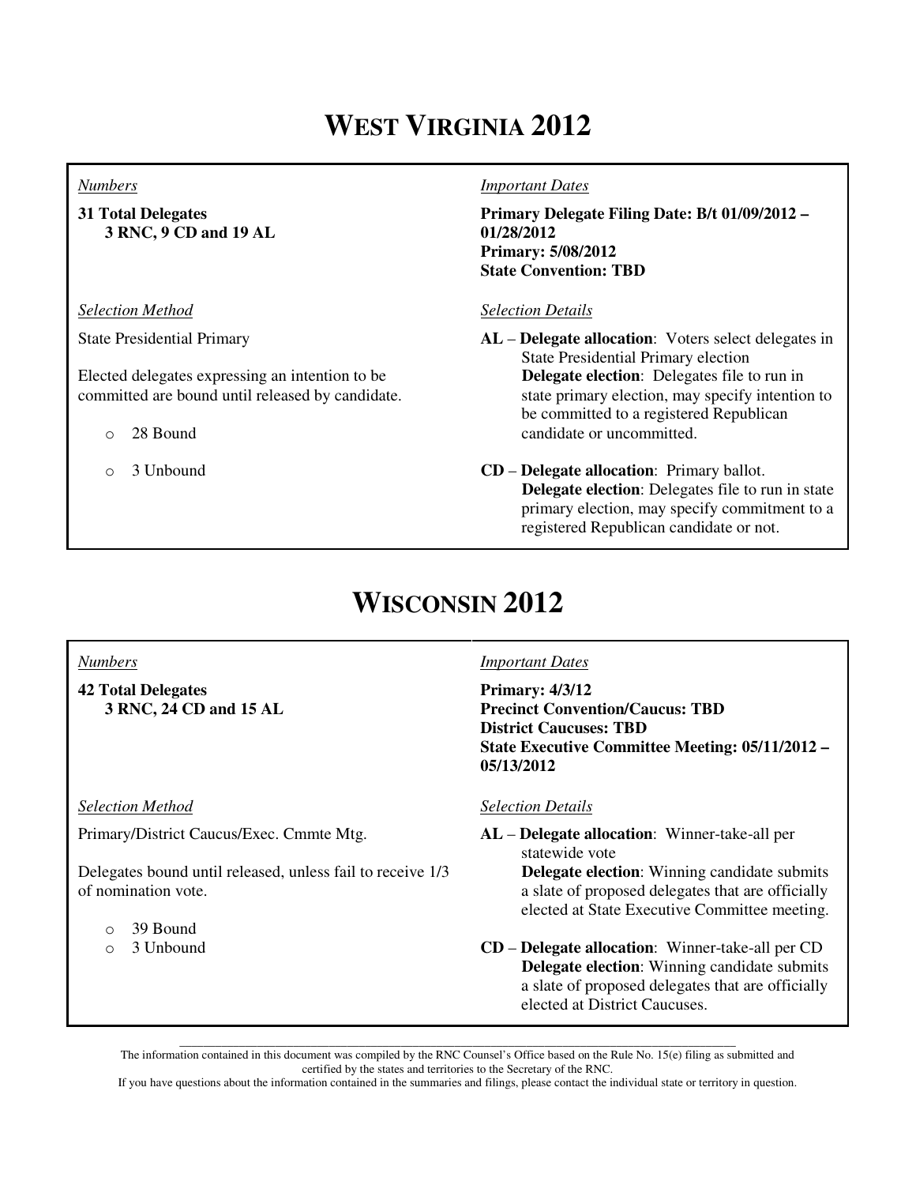# West Virginia 2012

*Numbers*

**31 Total Delegates**
**3 RNC, 9 CD and 19 AL**

*Important Dates*

**Primary Delegate Filing Date: B/t 01/09/2012 – 01/28/2012**
**Primary: 5/08/2012**
**State Convention: TBD**

*Selection Method*

State Presidential Primary

Elected delegates expressing an intention to be committed are bound until released by candidate.

- 28 Bound
- 3 Unbound

*Selection Details*

**AL** – **Delegate allocation**: Voters select delegates in State Presidential Primary election
**Delegate election**: Delegates file to run in state primary election, may specify intention to be committed to a registered Republican candidate or uncommitted.

**CD** – **Delegate allocation**: Primary ballot.
**Delegate election**: Delegates file to run in state primary election, may specify commitment to a registered Republican candidate or not.

# Wisconsin 2012

*Numbers*

**42 Total Delegates**
**3 RNC, 24 CD and 15 AL**

*Important Dates*

**Primary: 4/3/12**
**Precinct Convention/Caucus: TBD**
**District Caucuses: TBD**
**State Executive Committee Meeting: 05/11/2012 – 05/13/2012**

*Selection Method*

Primary/District Caucus/Exec. Cmmte Mtg.

Delegates bound until released, unless fail to receive 1/3 of nomination vote.

- 39 Bound
- 3 Unbound

*Selection Details*

**AL** – **Delegate allocation**: Winner-take-all per statewide vote
**Delegate election**: Winning candidate submits a slate of proposed delegates that are officially elected at State Executive Committee meeting.

**CD** – **Delegate allocation**: Winner-take-all per CD
**Delegate election**: Winning candidate submits a slate of proposed delegates that are officially elected at District Caucuses.

---

The information contained in this document was compiled by the RNC Counsel's Office based on the Rule No. 15(e) filing as submitted and certified by the states and territories to the Secretary of the RNC.
If you have questions about the information contained in the summaries and filings, please contact the individual state or territory in question.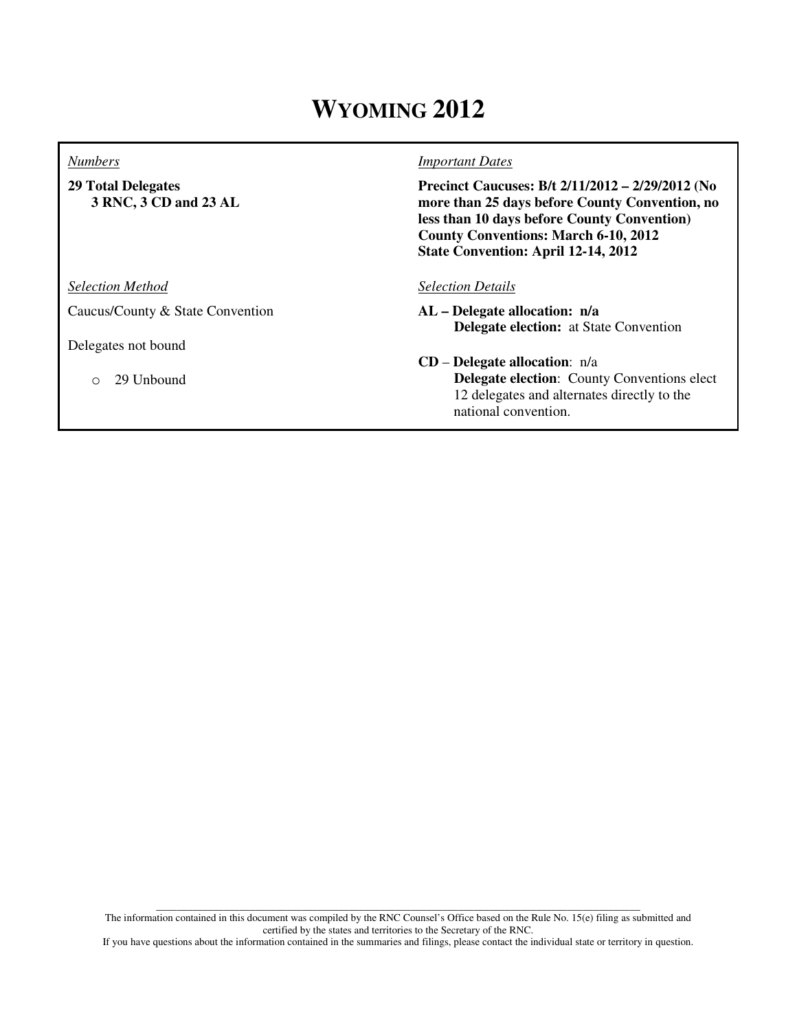# WYOMING 2012

*Numbers*

**29 Total Delegates**
**3 RNC, 3 CD and 23 AL**

*Important Dates*

**Precinct Caucuses: B/t 2/11/2012 – 2/29/2012 (No more than 25 days before County Convention, no less than 10 days before County Convention)**
**County Conventions: March 6-10, 2012**
**State Convention: April 12-14, 2012**

*Selection Method*

Caucus/County & State Convention

Delegates not bound

- 29 Unbound

*Selection Details*

**AL – Delegate allocation: n/a**
**Delegate election:** at State Convention

**CD** – **Delegate allocation**: n/a
**Delegate election**: County Conventions elect 12 delegates and alternates directly to the national convention.

The information contained in this document was compiled by the RNC Counsel's Office based on the Rule No. 15(e) filing as submitted and certified by the states and territories to the Secretary of the RNC.
If you have questions about the information contained in the summaries and filings, please contact the individual state or territory in question.